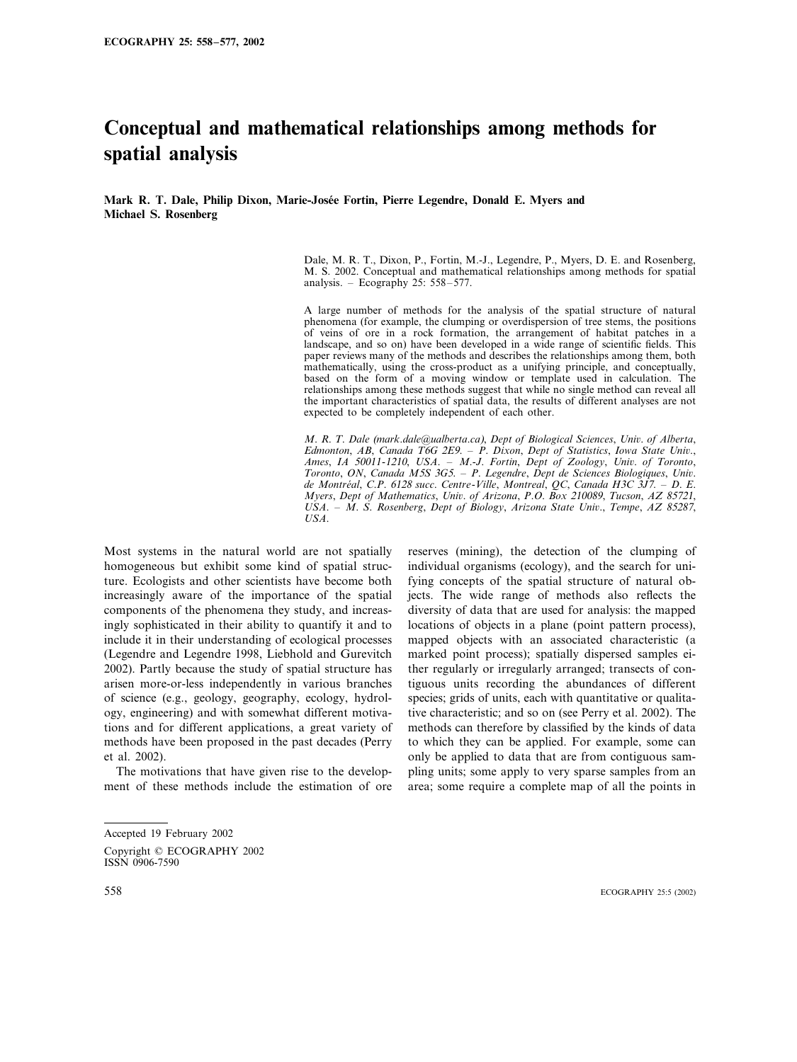# Conceptual and mathematical relationships among methods for spatial analysis

**Mark R. T. Dale, Philip Dixon, Marie-Josée Fortin, Pierre Legendre, Donald E. Myers and Michael S. Rosenberg**

Dale, M. R. T., Dixon, P., Fortin, M.-J., Legendre, P., Myers, D. E. and Rosenberg, M. S. 2002. Conceptual and mathematical relationships among methods for spatial analysis. – Ecography 25: 558–577.

A large number of methods for the analysis of the spatial structure of natural phenomena (for example, the clumping or overdispersion of tree stems, the positions of veins of ore in a rock formation, the arrangement of habitat patches in a landscape, and so on) have been developed in a wide range of scientific fields. This paper reviews many of the methods and describes the relationships among them, both mathematically, using the cross-product as a unifying principle, and conceptually, based on the form of a moving window or template used in calculation. The relationships among these methods suggest that while no single method can reveal all the important characteristics of spatial data, the results of different analyses are not expected to be completely independent of each other.

*M. R. T. Dale (mark.dale@ualberta.ca), Dept of Biological Sciences, Univ. of Alberta, Edmonton, AB, Canada T6G 2E9. – P. Dixon, Dept of Statistics, Iowa State Univ., Ames, IA 50011-1210, USA. – M.-J. Fortin, Dept of Zoology, Univ. of Toronto, Toronto, ON, Canada M5S 3G5. – P. Legendre, Dept de Sciences Biologiques, Univ. de Montréal, C.P. 6128 succ. Centre-Ville, Montreal, QC, Canada H3C 3J7. – D. E. Myers, Dept of Mathematics, Univ. of Arizona, P.O. Box 210089, Tucson, AZ 85721, USA. – M. S. Rosenberg, Dept of Biology, Arizona State Univ., Tempe, AZ 85287, USA.*

Most systems in the natural world are not spatially homogeneous but exhibit some kind of spatial structure. Ecologists and other scientists have become both increasingly aware of the importance of the spatial components of the phenomena they study, and increasingly sophisticated in their ability to quantify it and to include it in their understanding of ecological processes (Legendre and Legendre 1998, Liebhold and Gurevitch 2002). Partly because the study of spatial structure has arisen more-or-less independently in various branches of science (e.g., geology, geography, ecology, hydrology, engineering) and with somewhat different motivations and for different applications, a great variety of methods have been proposed in the past decades (Perry et al. 2002).

The motivations that have given rise to the development of these methods include the estimation of ore reserves (mining), the detection of the clumping of individual organisms (ecology), and the search for unifying concepts of the spatial structure of natural objects. The wide range of methods also reflects the diversity of data that are used for analysis: the mapped locations of objects in a plane (point pattern process), mapped objects with an associated characteristic (a marked point process); spatially dispersed samples either regularly or irregularly arranged; transects of contiguous units recording the abundances of different species; grids of units, each with quantitative or qualitative characteristic; and so on (see Perry et al. 2002). The methods can therefore by classified by the kinds of data to which they can be applied. For example, some can only be applied to data that are from contiguous sampling units; some apply to very sparse samples from an area; some require a complete map of all the points in

Accepted 19 February 2002

Copyright © ECOGRAPHY 2002
ISSN 0906-7590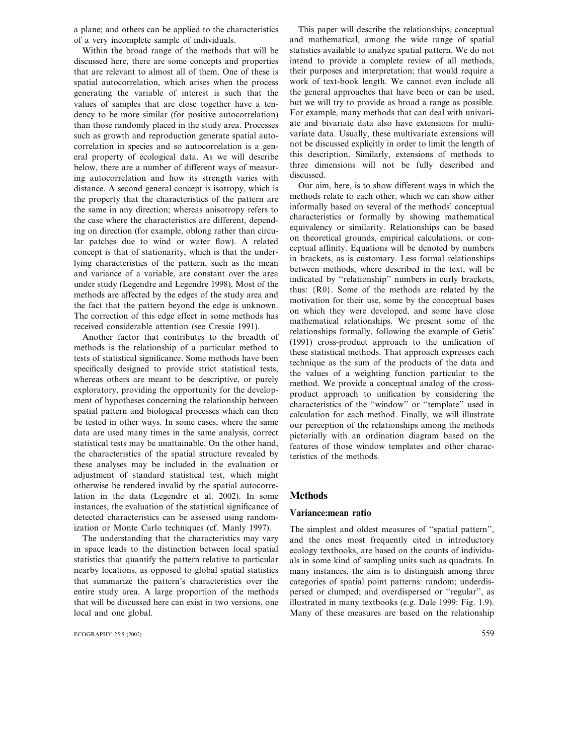a plane; and others can be applied to the characteristics of a very incomplete sample of individuals.

Within the broad range of the methods that will be discussed here, there are some concepts and properties that are relevant to almost all of them. One of these is spatial autocorrelation, which arises when the process generating the variable of interest is such that the values of samples that are close together have a tendency to be more similar (for positive autocorrelation) than those randomly placed in the study area. Processes such as growth and reproduction generate spatial autocorrelation in species and so autocorrelation is a general property of ecological data. As we will describe below, there are a number of different ways of measuring autocorrelation and how its strength varies with distance. A second general concept is isotropy, which is the property that the characteristics of the pattern are the same in any direction; whereas anisotropy refers to the case where the characteristics are different, depending on direction (for example, oblong rather than circular patches due to wind or water flow). A related concept is that of stationarity, which is that the underlying characteristics of the pattern, such as the mean and variance of a variable, are constant over the area under study (Legendre and Legendre 1998). Most of the methods are affected by the edges of the study area and the fact that the pattern beyond the edge is unknown. The correction of this edge effect in some methods has received considerable attention (see Cressie 1991).

Another factor that contributes to the breadth of methods is the relationship of a particular method to tests of statistical significance. Some methods have been specifically designed to provide strict statistical tests, whereas others are meant to be descriptive, or purely exploratory, providing the opportunity for the development of hypotheses concerning the relationship between spatial pattern and biological processes which can then be tested in other ways. In some cases, where the same data are used many times in the same analysis, correct statistical tests may be unattainable. On the other hand, the characteristics of the spatial structure revealed by these analyses may be included in the evaluation or adjustment of standard statistical test, which might otherwise be rendered invalid by the spatial autocorrelation in the data (Legendre et al. 2002). In some instances, the evaluation of the statistical significance of detected characteristics can be assessed using randomization or Monte Carlo techniques (cf. Manly 1997).

The understanding that the characteristics may vary in space leads to the distinction between local spatial statistics that quantify the pattern relative to particular nearby locations, as opposed to global spatial statistics that summarize the pattern's characteristics over the entire study area. A large proportion of the methods that will be discussed here can exist in two versions, one local and one global.

This paper will describe the relationships, conceptual and mathematical, among the wide range of spatial statistics available to analyze spatial pattern. We do not intend to provide a complete review of all methods, their purposes and interpretation; that would require a work of text-book length. We cannot even include all the general approaches that have been or can be used, but we will try to provide as broad a range as possible. For example, many methods that can deal with univariate and bivariate data also have extensions for multivariate data. Usually, these multivariate extensions will not be discussed explicitly in order to limit the length of this description. Similarly, extensions of methods to three dimensions will not be fully described and discussed.

Our aim, here, is to show different ways in which the methods relate to each other, which we can show either informally based on several of the methods' conceptual characteristics or formally by showing mathematical equivalency or similarity. Relationships can be based on theoretical grounds, empirical calculations, or conceptual affinity. Equations will be denoted by numbers in brackets, as is customary. Less formal relationships between methods, where described in the text, will be indicated by "relationship" numbers in curly brackets, thus: {R0}. Some of the methods are related by the motivation for their use, some by the conceptual bases on which they were developed, and some have close mathematical relationships. We present some of the relationships formally, following the example of Getis' (1991) cross-product approach to the unification of these statistical methods. That approach expresses each technique as the sum of the products of the data and the values of a weighting function particular to the method. We provide a conceptual analog of the cross-product approach to unification by considering the characteristics of the "window" or "template" used in calculation for each method. Finally, we will illustrate our perception of the relationships among the methods pictorially with an ordination diagram based on the features of those window templates and other characteristics of the methods.

## Methods

### Variance:mean ratio

The simplest and oldest measures of "spatial pattern", and the ones most frequently cited in introductory ecology textbooks, are based on the counts of individuals in some kind of sampling units such as quadrats. In many instances, the aim is to distinguish among three categories of spatial point patterns: random; underdispersed or clumped; and overdispersed or "regular", as illustrated in many textbooks (e.g. Dale 1999: Fig. 1.9). Many of these measures are based on the relationship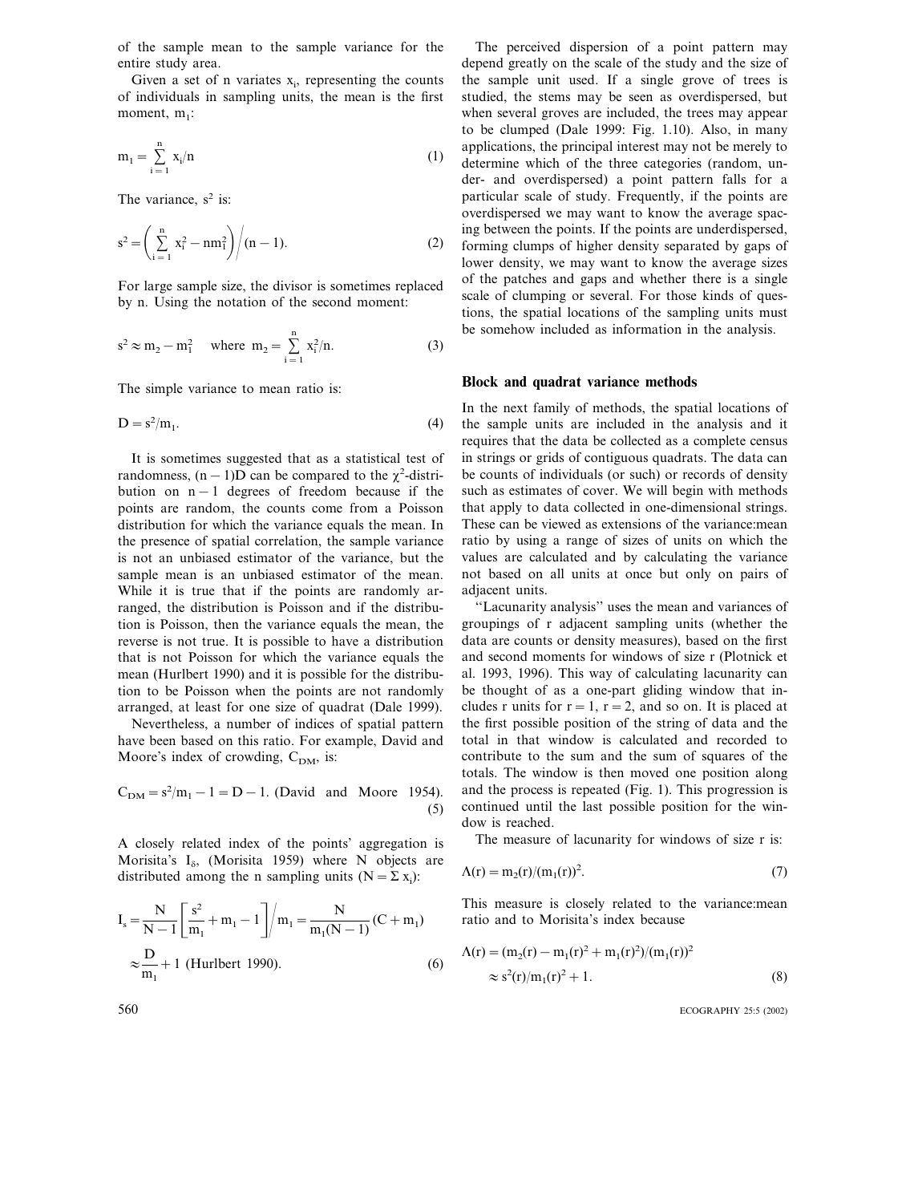of the sample mean to the sample variance for the entire study area.

Given a set of n variates $x_i$, representing the counts of individuals in sampling units, the mean is the first moment, $m_1$:

$$m_1 = \sum_{i=1}^{n} x_i/n \tag{1}$$

The variance, $s^2$ is:

$$s^2 = \left( \sum_{i=1}^{n} x_i^2 - nm_1^2 \right) \Big/ (n-1). \tag{2}$$

For large sample size, the divisor is sometimes replaced by n. Using the notation of the second moment:

$$s^2 \approx m_2 - m_1^2 \quad \text{where } m_2 = \sum_{i=1}^{n} x_i^2/n. \tag{3}$$

The simple variance to mean ratio is:

$$D = s^2/m_1. \tag{4}$$

It is sometimes suggested that as a statistical test of randomness, $(n-1)D$ can be compared to the $\chi^2$-distribution on $n-1$ degrees of freedom because if the points are random, the counts come from a Poisson distribution for which the variance equals the mean. In the presence of spatial correlation, the sample variance is not an unbiased estimator of the variance, but the sample mean is an unbiased estimator of the mean. While it is true that if the points are randomly arranged, the distribution is Poisson and if the distribution is Poisson, then the variance equals the mean, the reverse is not true. It is possible to have a distribution that is not Poisson for which the variance equals the mean (Hurlbert 1990) and it is possible for the distribution to be Poisson when the points are not randomly arranged, at least for one size of quadrat (Dale 1999).

Nevertheless, a number of indices of spatial pattern have been based on this ratio. For example, David and Moore's index of crowding, $C_{DM}$, is:

$$C_{DM} = s^2/m_1 - 1 = D - 1. \text{ (David and Moore 1954).} \tag{5}$$

A closely related index of the points' aggregation is Morisita's $I_\delta$, (Morisita 1959) where N objects are distributed among the n sampling units ($N = \Sigma\, x_i$):

$$I_\delta = \frac{N}{N-1}\left[\frac{s^2}{m_1} + m_1 - 1\right] \Big/ m_1 = \frac{N}{m_1(N-1)}(C + m_1)$$
$$\approx \frac{D}{m_1} + 1 \text{ (Hurlbert 1990).} \tag{6}$$

The perceived dispersion of a point pattern may depend greatly on the scale of the study and the size of the sample unit used. If a single grove of trees is studied, the stems may be seen as overdispersed, but when several groves are included, the trees may appear to be clumped (Dale 1999: Fig. 1.10). Also, in many applications, the principal interest may not be merely to determine which of the three categories (random, under- and overdispersed) a point pattern falls for a particular scale of study. Frequently, if the points are overdispersed we may want to know the average spacing between the points. If the points are underdispersed, forming clumps of higher density separated by gaps of lower density, we may want to know the average sizes of the patches and gaps and whether there is a single scale of clumping or several. For those kinds of questions, the spatial locations of the sampling units must be somehow included as information in the analysis.

## Block and quadrat variance methods

In the next family of methods, the spatial locations of the sample units are included in the analysis and it requires that the data be collected as a complete census in strings or grids of contiguous quadrats. The data can be counts of individuals (or such) or records of density such as estimates of cover. We will begin with methods that apply to data collected in one-dimensional strings. These can be viewed as extensions of the variance:mean ratio by using a range of sizes of units on which the values are calculated and by calculating the variance not based on all units at once but only on pairs of adjacent units.

"Lacunarity analysis" uses the mean and variances of groupings of r adjacent sampling units (whether the data are counts or density measures), based on the first and second moments for windows of size r (Plotnick et al. 1993, 1996). This way of calculating lacunarity can be thought of as a one-part gliding window that includes r units for r = 1, r = 2, and so on. It is placed at the first possible position of the string of data and the total in that window is calculated and recorded to contribute to the sum and the sum of squares of the totals. The window is then moved one position along and the process is repeated (Fig. 1). This progression is continued until the last possible position for the window is reached.

The measure of lacunarity for windows of size r is:

$$\Lambda(r) = m_2(r)/(m_1(r))^2. \tag{7}$$

This measure is closely related to the variance:mean ratio and to Morisita's index because

$$\Lambda(r) = (m_2(r) - m_1(r)^2 + m_1(r)^2)/(m_1(r))^2$$
$$\approx s^2(r)/m_1(r)^2 + 1. \tag{8}$$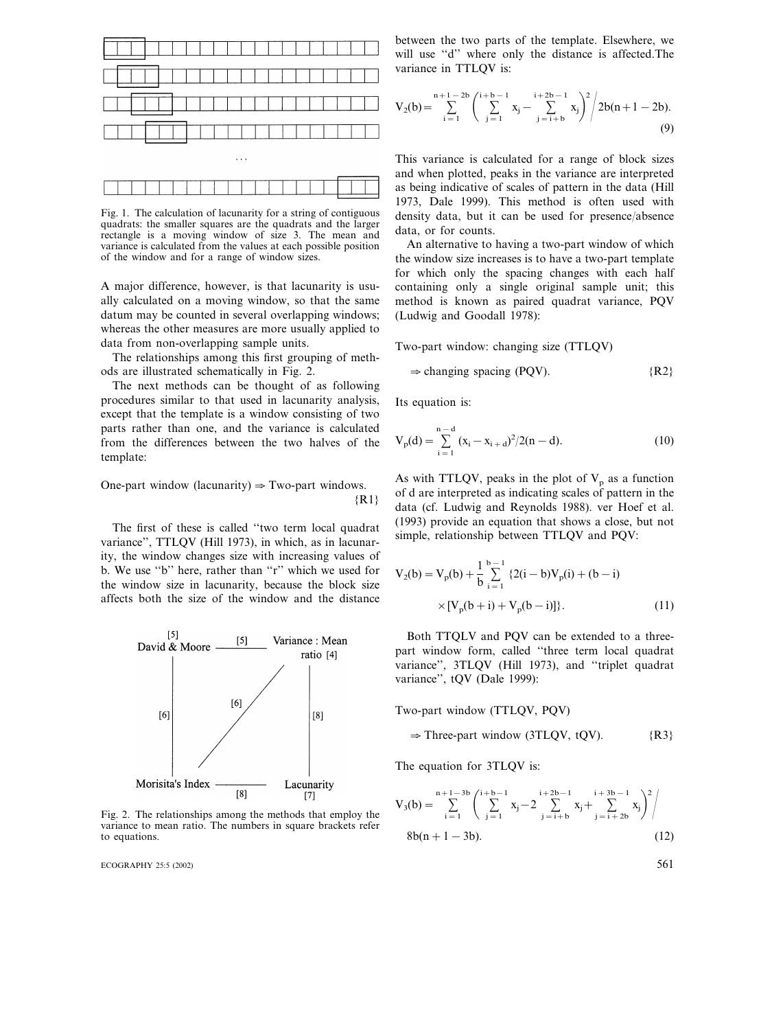Fig. 1. The calculation of lacunarity for a string of contiguous quadrats: the smaller squares are the quadrats and the larger rectangle is a moving window of size 3. The mean and variance is calculated from the values at each possible position of the window and for a range of window sizes.

A major difference, however, is that lacunarity is usually calculated on a moving window, so that the same datum may be counted in several overlapping windows; whereas the other measures are more usually applied to data from non-overlapping sample units.

The relationships among this first grouping of methods are illustrated schematically in Fig. 2.

The next methods can be thought of as following procedures similar to that used in lacunarity analysis, except that the template is a window consisting of two parts rather than one, and the variance is calculated from the differences between the two halves of the template:

One-part window (lacunarity) ⇒ Two-part windows. {R1}

The first of these is called "two term local quadrat variance", TTLQV (Hill 1973), in which, as in lacunarity, the window changes size with increasing values of b. We use "b" here, rather than "r" which we used for the window size in lacunarity, because the block size affects both the size of the window and the distance between the two parts of the template. Elsewhere, we will use "d" where only the distance is affected. The variance in TTLQV is:

$$V_2(b) = \sum_{i=1}^{n+1-2b} \left( \sum_{j=1}^{i+b-1} x_j - \sum_{j=i+b}^{i+2b-1} x_j \right)^2 \Bigg/ 2b(n+1-2b). \tag{9}$$

This variance is calculated for a range of block sizes and when plotted, peaks in the variance are interpreted as being indicative of scales of pattern in the data (Hill 1973, Dale 1999). This method is often used with density data, but it can be used for presence/absence data, or for counts.

An alternative to having a two-part window of which the window size increases is to have a two-part template for which only the spacing changes with each half containing only a single original sample unit; this method is known as paired quadrat variance, PQV (Ludwig and Goodall 1978):

Two-part window: changing size (TTLQV)

⇒ changing spacing (PQV). {R2}

Its equation is:

$$V_p(d) = \sum_{i=1}^{n-d} (x_i - x_{i+d})^2 / 2(n-d). \tag{10}$$

As with TTLQV, peaks in the plot of $V_p$ as a function of d are interpreted as indicating scales of pattern in the data (cf. Ludwig and Reynolds 1988). ver Hoef et al. (1993) provide an equation that shows a close, but not simple, relationship between TTLQV and PQV:

$$V_2(b) = V_p(b) + \frac{1}{b} \sum_{i=1}^{b-1} \{2(i-b)V_p(i) + (b-i) \times [V_p(b+i) + V_p(b-i)]\}. \tag{11}$$

Both TTQLV and PQV can be extended to a three-part window form, called "three term local quadrat variance", 3TLQV (Hill 1973), and "triplet quadrat variance", tQV (Dale 1999):

Two-part window (TTLQV, PQV)

⇒ Three-part window (3TLQV, tQV). {R3}

The equation for 3TLQV is:

$$V_3(b) = \sum_{i=1}^{n+1-3b} \left( \sum_{j=1}^{i+b-1} x_j - 2 \sum_{j=i+b}^{i+2b-1} x_j + \sum_{j=i+2b}^{i+3b-1} x_j \right)^2 \Bigg/ 8b(n+1-3b). \tag{12}$$

Fig. 2. The relationships among the methods that employ the variance to mean ratio. The numbers in square brackets refer to equations.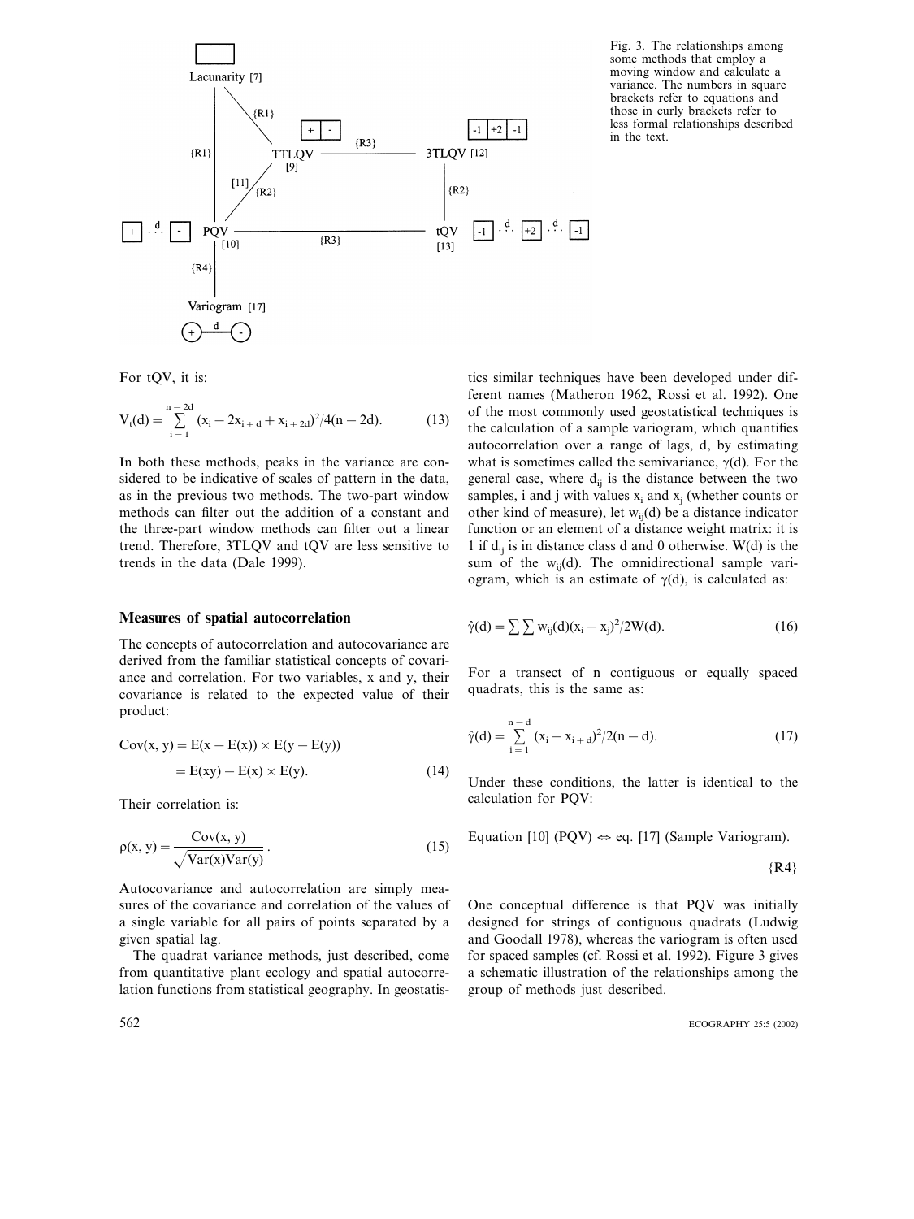Fig. 3. The relationships among some methods that employ a moving window and calculate a variance. The numbers in square brackets refer to equations and those in curly brackets refer to less formal relationships described in the text.

For tQV, it is:

$$V_t(d) = \sum_{i=1}^{n-2d} (x_i - 2x_{i+d} + x_{i+2d})^2/4(n-2d). \quad (13)$$

In both these methods, peaks in the variance are considered to be indicative of scales of pattern in the data, as in the previous two methods. The two-part window methods can filter out the addition of a constant and the three-part window methods can filter out a linear trend. Therefore, 3TLQV and tQV are less sensitive to trends in the data (Dale 1999).

## Measures of spatial autocorrelation

The concepts of autocorrelation and autocovariance are derived from the familiar statistical concepts of covariance and correlation. For two variables, x and y, their covariance is related to the expected value of their product:

$$\begin{aligned} \mathrm{Cov}(x, y) &= E(x - E(x)) \times E(y - E(y)) \\ &= E(xy) - E(x) \times E(y). \end{aligned} \quad (14)$$

Their correlation is:

$$\rho(x, y) = \frac{\mathrm{Cov}(x, y)}{\sqrt{\mathrm{Var}(x)\mathrm{Var}(y)}}. \quad (15)$$

Autocovariance and autocorrelation are simply measures of the covariance and correlation of the values of a single variable for all pairs of points separated by a given spatial lag.

The quadrat variance methods, just described, come from quantitative plant ecology and spatial autocorrelation functions from statistical geography. In geostatistics similar techniques have been developed under different names (Matheron 1962, Rossi et al. 1992). One of the most commonly used geostatistical techniques is the calculation of a sample variogram, which quantifies autocorrelation over a range of lags, d, by estimating what is sometimes called the semivariance, $\gamma(d)$. For the general case, where $d_{ij}$ is the distance between the two samples, i and j with values $x_i$ and $x_j$ (whether counts or other kind of measure), let $w_{ij}(d)$ be a distance indicator function or an element of a distance weight matrix: it is 1 if $d_{ij}$ is in distance class d and 0 otherwise. W(d) is the sum of the $w_{ij}(d)$. The omnidirectional sample variogram, which is an estimate of $\gamma(d)$, is calculated as:

$$\hat{\gamma}(d) = \sum \sum w_{ij}(d)(x_i - x_j)^2/2W(d). \quad (16)$$

For a transect of n contiguous or equally spaced quadrats, this is the same as:

$$\hat{\gamma}(d) = \sum_{i=1}^{n-d} (x_i - x_{i+d})^2/2(n-d). \quad (17)$$

Under these conditions, the latter is identical to the calculation for PQV:

Equation [10] (PQV) $\Leftrightarrow$ eq. [17] (Sample Variogram). {R4}

One conceptual difference is that PQV was initially designed for strings of contiguous quadrats (Ludwig and Goodall 1978), whereas the variogram is often used for spaced samples (cf. Rossi et al. 1992). Figure 3 gives a schematic illustration of the relationships among the group of methods just described.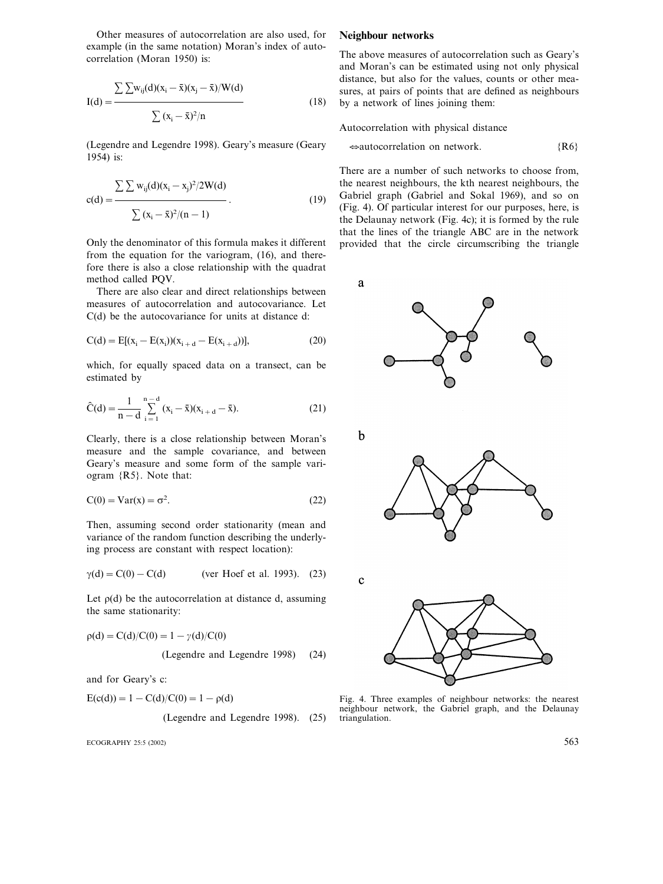Other measures of autocorrelation are also used, for example (in the same notation) Moran's index of autocorrelation (Moran 1950) is:

$$I(d) = \frac{\sum\sum w_{ij}(d)(x_i - \bar{x})(x_j - \bar{x})/W(d)}{\sum (x_i - \bar{x})^2/n} \tag{18}$$

(Legendre and Legendre 1998). Geary's measure (Geary 1954) is:

$$c(d) = \frac{\sum\sum w_{ij}(d)(x_i - x_j)^2/2W(d)}{\sum (x_i - \bar{x})^2/(n-1)}. \tag{19}$$

Only the denominator of this formula makes it different from the equation for the variogram, (16), and therefore there is also a close relationship with the quadrat method called PQV.

There are also clear and direct relationships between measures of autocorrelation and autocovariance. Let C(d) be the autocovariance for units at distance d:

$$C(d) = E[(x_i - E(x_i))(x_{i+d} - E(x_{i+d}))], \tag{20}$$

which, for equally spaced data on a transect, can be estimated by

$$\hat{C}(d) = \frac{1}{n-d}\sum_{i=1}^{n-d}(x_i - \bar{x})(x_{i+d} - \bar{x}). \tag{21}$$

Clearly, there is a close relationship between Moran's measure and the sample covariance, and between Geary's measure and some form of the sample variogram {R5}. Note that:

$$C(0) = \mathrm{Var}(x) = \sigma^2. \tag{22}$$

Then, assuming second order stationarity (mean and variance of the random function describing the underlying process are constant with respect location):

$$\gamma(d) = C(0) - C(d) \qquad \text{(ver Hoef et al. 1993).} \tag{23}$$

Let $\rho(d)$ be the autocorrelation at distance d, assuming the same stationarity:

$$\rho(d) = C(d)/C(0) = 1 - \gamma(d)/C(0) \qquad \text{(Legendre and Legendre 1998)} \tag{24}$$

and for Geary's c:

$$E(c(d)) = 1 - C(d)/C(0) = 1 - \rho(d) \qquad \text{(Legendre and Legendre 1998).} \tag{25}$$

## Neighbour networks

The above measures of autocorrelation such as Geary's and Moran's can be estimated using not only physical distance, but also for the values, counts or other measures, at pairs of points that are defined as neighbours by a network of lines joining them:

Autocorrelation with physical distance

⇔autocorrelation on network. {R6}

There are a number of such networks to choose from, the nearest neighbours, the kth nearest neighbours, the Gabriel graph (Gabriel and Sokal 1969), and so on (Fig. 4). Of particular interest for our purposes, here, is the Delaunay network (Fig. 4c); it is formed by the rule that the lines of the triangle ABC are in the network provided that the circle circumscribing the triangle

Fig. 4. Three examples of neighbour networks: the nearest neighbour network, the Gabriel graph, and the Delaunay triangulation.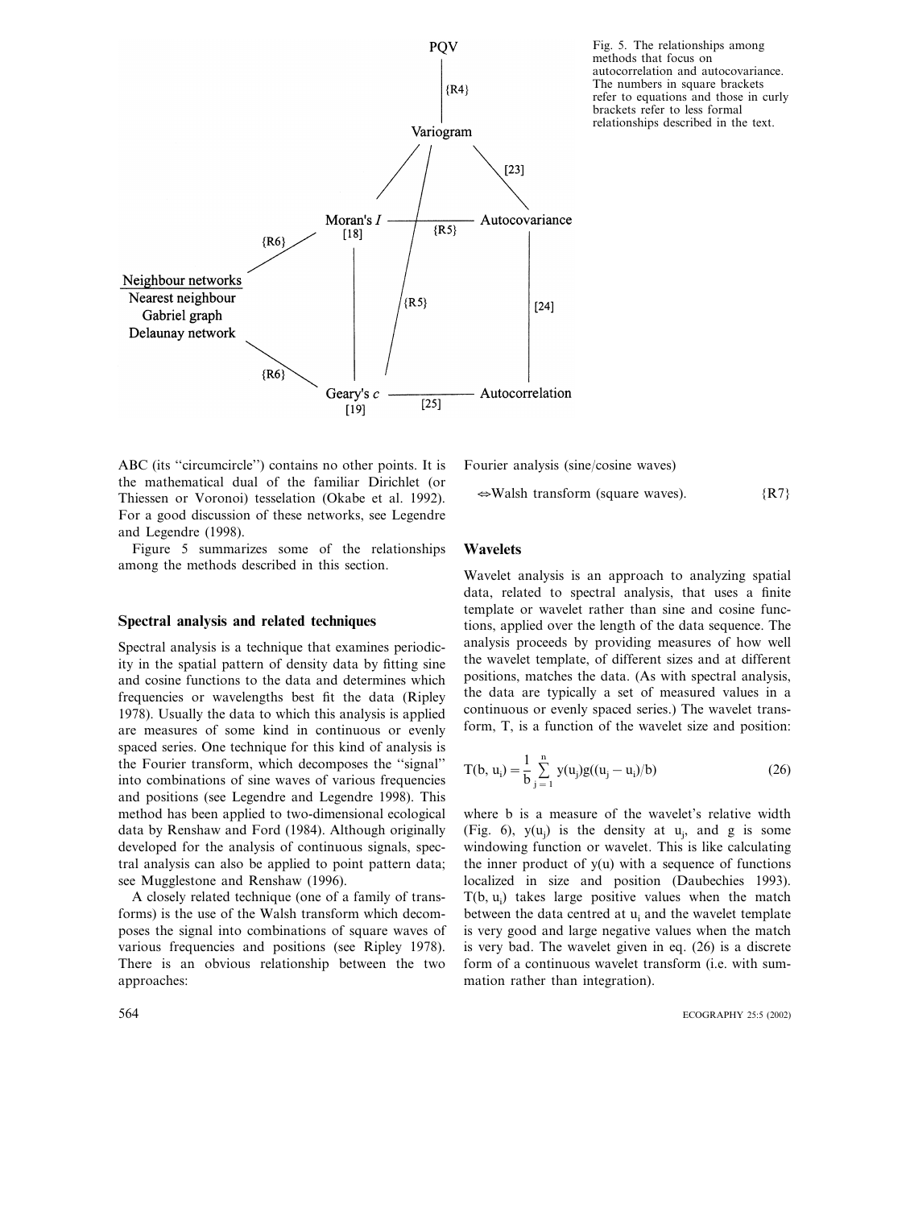Fig. 5. The relationships among methods that focus on autocorrelation and autocovariance. The numbers in square brackets refer to equations and those in curly brackets refer to less formal relationships described in the text.

ABC (its "circumcircle") contains no other points. It is the mathematical dual of the familiar Dirichlet (or Thiessen or Voronoi) tesselation (Okabe et al. 1992). For a good discussion of these networks, see Legendre and Legendre (1998).

Figure 5 summarizes some of the relationships among the methods described in this section.

## Spectral analysis and related techniques

Spectral analysis is a technique that examines periodicity in the spatial pattern of density data by fitting sine and cosine functions to the data and determines which frequencies or wavelengths best fit the data (Ripley 1978). Usually the data to which this analysis is applied are measures of some kind in continuous or evenly spaced series. One technique for this kind of analysis is the Fourier transform, which decomposes the "signal" into combinations of sine waves of various frequencies and positions (see Legendre and Legendre 1998). This method has been applied to two-dimensional ecological data by Renshaw and Ford (1984). Although originally developed for the analysis of continuous signals, spectral analysis can also be applied to point pattern data; see Mugglestone and Renshaw (1996).

A closely related technique (one of a family of transforms) is the use of the Walsh transform which decomposes the signal into combinations of square waves of various frequencies and positions (see Ripley 1978). There is an obvious relationship between the two approaches:

Fourier analysis (sine/cosine waves)

$\Leftrightarrow$Walsh transform (square waves). {R7}

## Wavelets

Wavelet analysis is an approach to analyzing spatial data, related to spectral analysis, that uses a finite template or wavelet rather than sine and cosine functions, applied over the length of the data sequence. The analysis proceeds by providing measures of how well the wavelet template, of different sizes and at different positions, matches the data. (As with spectral analysis, the data are typically a set of measured values in a continuous or evenly spaced series.) The wavelet transform, T, is a function of the wavelet size and position:

$$T(b, u_i) = \frac{1}{b}\sum_{j=1}^{n} y(u_j)g((u_j - u_i)/b) \quad (26)$$

where b is a measure of the wavelet's relative width (Fig. 6), $y(u_j)$ is the density at $u_j$, and g is some windowing function or wavelet. This is like calculating the inner product of $y(u)$ with a sequence of functions localized in size and position (Daubechies 1993). $T(b, u_i)$ takes large positive values when the match between the data centred at $u_i$ and the wavelet template is very good and large negative values when the match is very bad. The wavelet given in eq. (26) is a discrete form of a continuous wavelet transform (i.e. with summation rather than integration).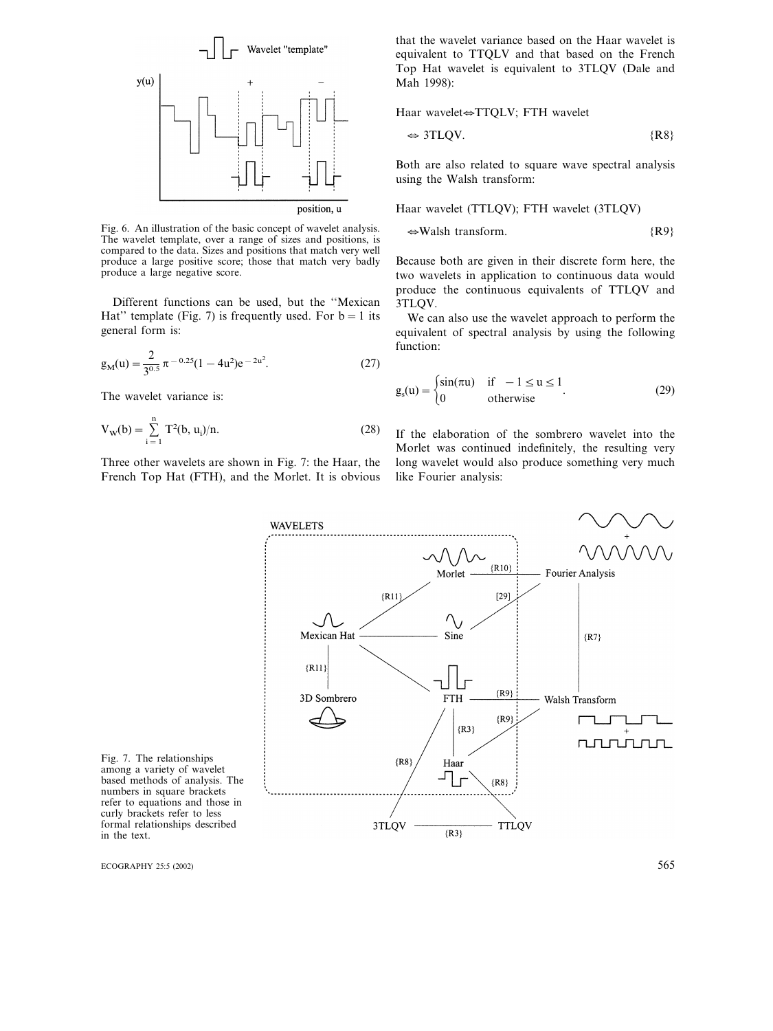Fig. 6. An illustration of the basic concept of wavelet analysis. The wavelet template, over a range of sizes and positions, is compared to the data. Sizes and positions that match very well produce a large positive score; those that match very badly produce a large negative score.

Different functions can be used, but the "Mexican Hat" template (Fig. 7) is frequently used. For b = 1 its general form is:

$$g_M(u) = \frac{2}{3^{0.5}} \pi^{-0.25}(1 - 4u^2)e^{-2u^2}. \tag{27}$$

The wavelet variance is:

$$V_W(b) = \sum_{i=1}^{n} T^2(b, u_i)/n. \tag{28}$$

Three other wavelets are shown in Fig. 7: the Haar, the French Top Hat (FTH), and the Morlet. It is obvious that the wavelet variance based on the Haar wavelet is equivalent to TTQLV and that based on the French Top Hat wavelet is equivalent to 3TLQV (Dale and Mah 1998):

Haar wavelet⇔TTQLV; FTH wavelet

⇔ 3TLQV. {R8}

Both are also related to square wave spectral analysis using the Walsh transform:

Haar wavelet (TTLQV); FTH wavelet (3TLQV)

⇔Walsh transform. {R9}

Because both are given in their discrete form here, the two wavelets in application to continuous data would produce the continuous equivalents of TTLQV and 3TLQV.

We can also use the wavelet approach to perform the equivalent of spectral analysis by using the following function:

$$g_s(u) = \begin{cases} \sin(\pi u) & \text{if } -1 \le u \le 1 \\ 0 & \text{otherwise} \end{cases}. \tag{29}$$

If the elaboration of the sombrero wavelet into the Morlet was continued indefinitely, the resulting very long wavelet would also produce something very much like Fourier analysis:

Fig. 7. The relationships among a variety of wavelet based methods of analysis. The numbers in square brackets refer to equations and those in curly brackets refer to less formal relationships described in the text.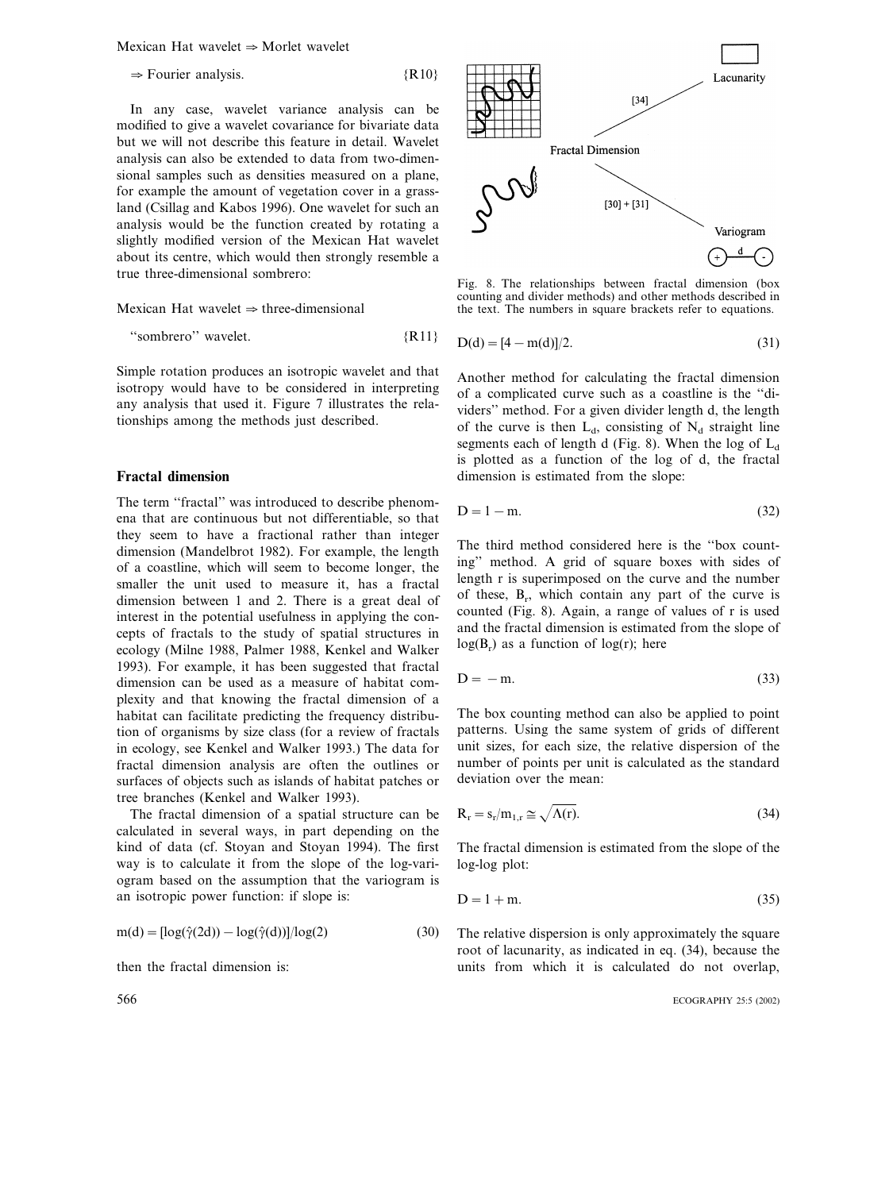Mexican Hat wavelet ⇒ Morlet wavelet

⇒ Fourier analysis. {R10}

In any case, wavelet variance analysis can be modified to give a wavelet covariance for bivariate data but we will not describe this feature in detail. Wavelet analysis can also be extended to data from two-dimensional samples such as densities measured on a plane, for example the amount of vegetation cover in a grassland (Csillag and Kabos 1996). One wavelet for such an analysis would be the function created by rotating a slightly modified version of the Mexican Hat wavelet about its centre, which would then strongly resemble a true three-dimensional sombrero:

Mexican Hat wavelet ⇒ three-dimensional

"sombrero" wavelet. {R11}

Simple rotation produces an isotropic wavelet and that isotropy would have to be considered in interpreting any analysis that used it. Figure 7 illustrates the relationships among the methods just described.

## Fractal dimension

The term "fractal" was introduced to describe phenomena that are continuous but not differentiable, so that they seem to have a fractional rather than integer dimension (Mandelbrot 1982). For example, the length of a coastline, which will seem to become longer, the smaller the unit used to measure it, has a fractal dimension between 1 and 2. There is a great deal of interest in the potential usefulness in applying the concepts of fractals to the study of spatial structures in ecology (Milne 1988, Palmer 1988, Kenkel and Walker 1993). For example, it has been suggested that fractal dimension can be used as a measure of habitat complexity and that knowing the fractal dimension of a habitat can facilitate predicting the frequency distribution of organisms by size class (for a review of fractals in ecology, see Kenkel and Walker 1993.) The data for fractal dimension analysis are often the outlines or surfaces of objects such as islands of habitat patches or tree branches (Kenkel and Walker 1993).

The fractal dimension of a spatial structure can be calculated in several ways, in part depending on the kind of data (cf. Stoyan and Stoyan 1994). The first way is to calculate it from the slope of the log-variogram based on the assumption that the variogram is an isotropic power function: if slope is:

$$m(d) = [\log(\hat{\gamma}(2d)) - \log(\hat{\gamma}(d))]/\log(2) \quad (30)$$

then the fractal dimension is:

Fig. 8. The relationships between fractal dimension (box counting and divider methods) and other methods described in the text. The numbers in square brackets refer to equations.

$$D(d) = [4 - m(d)]/2. \quad (31)$$

Another method for calculating the fractal dimension of a complicated curve such as a coastline is the "dividers" method. For a given divider length d, the length of the curve is then $L_d$, consisting of $N_d$ straight line segments each of length d (Fig. 8). When the log of $L_d$ is plotted as a function of the log of d, the fractal dimension is estimated from the slope:

$$D = 1 - m. \quad (32)$$

The third method considered here is the "box counting" method. A grid of square boxes with sides of length r is superimposed on the curve and the number of these, $B_r$, which contain any part of the curve is counted (Fig. 8). Again, a range of values of r is used and the fractal dimension is estimated from the slope of $\log(B_r)$ as a function of $\log(r)$; here

$$D = -m. \quad (33)$$

The box counting method can also be applied to point patterns. Using the same system of grids of different unit sizes, for each size, the relative dispersion of the number of points per unit is calculated as the standard deviation over the mean:

$$R_r = s_r/m_{1,r} \cong \sqrt{\Lambda(r)}. \quad (34)$$

The fractal dimension is estimated from the slope of the log-log plot:

$$D = 1 + m. \quad (35)$$

The relative dispersion is only approximately the square root of lacunarity, as indicated in eq. (34), because the units from which it is calculated do not overlap,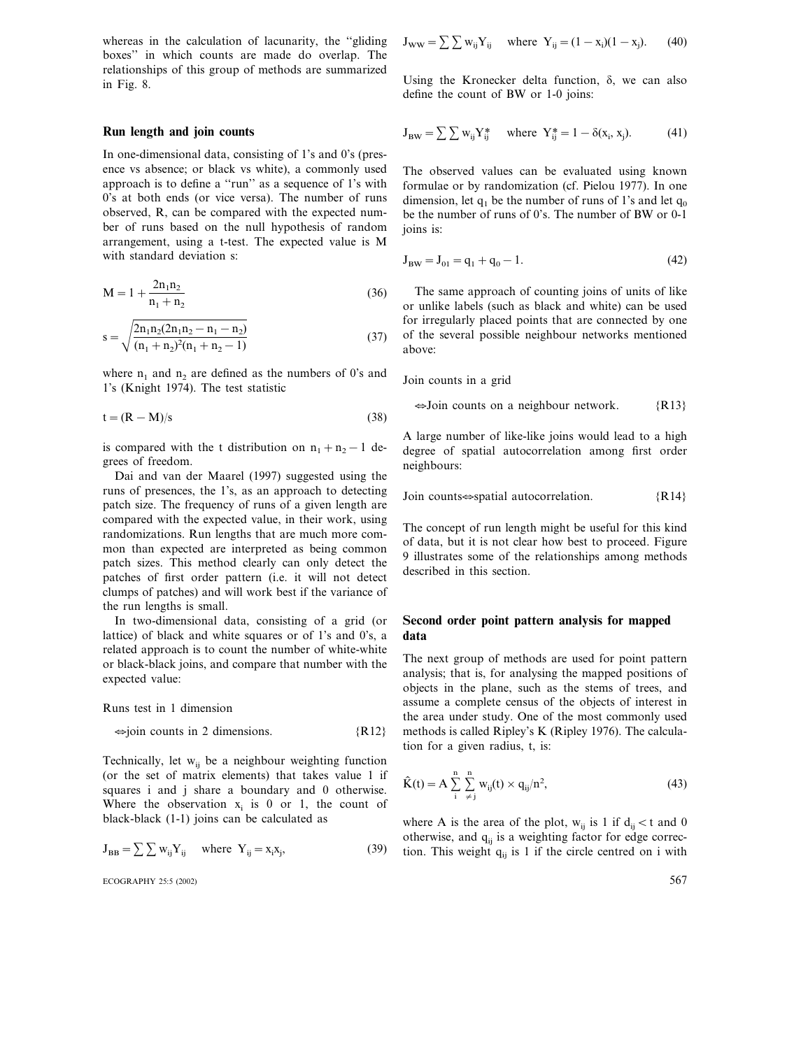whereas in the calculation of lacunarity, the "gliding boxes" in which counts are made do overlap. The relationships of this group of methods are summarized in Fig. 8.

## Run length and join counts

In one-dimensional data, consisting of 1's and 0's (presence vs absence; or black vs white), a commonly used approach is to define a "run" as a sequence of 1's with 0's at both ends (or vice versa). The number of runs observed, R, can be compared with the expected number of runs based on the null hypothesis of random arrangement, using a t-test. The expected value is M with standard deviation s:

$$M = 1 + \frac{2n_1n_2}{n_1 + n_2} \tag{36}$$

$$s = \sqrt{\frac{2n_1n_2(2n_1n_2 - n_1 - n_2)}{(n_1 + n_2)^2(n_1 + n_2 - 1)}} \tag{37}$$

where $n_1$ and $n_2$ are defined as the numbers of 0's and 1's (Knight 1974). The test statistic

$$t = (R - M)/s \tag{38}$$

is compared with the t distribution on $n_1 + n_2 - 1$ degrees of freedom.

Dai and van der Maarel (1997) suggested using the runs of presences, the 1's, as an approach to detecting patch size. The frequency of runs of a given length are compared with the expected value, in their work, using randomizations. Run lengths that are much more common than expected are interpreted as being common patch sizes. This method clearly can only detect the patches of first order pattern (i.e. it will not detect clumps of patches) and will work best if the variance of the run lengths is small.

In two-dimensional data, consisting of a grid (or lattice) of black and white squares or of 1's and 0's, a related approach is to count the number of white-white or black-black joins, and compare that number with the expected value:

Runs test in 1 dimension

⇔join counts in 2 dimensions. {R12}

Technically, let $w_{ij}$ be a neighbour weighting function (or the set of matrix elements) that takes value 1 if squares i and j share a boundary and 0 otherwise. Where the observation $x_i$ is 0 or 1, the count of black-black (1-1) joins can be calculated as

$$J_{BB} = \sum \sum w_{ij}Y_{ij} \quad \text{where } Y_{ij} = x_ix_j, \tag{39}$$

$$J_{WW} = \sum \sum w_{ij}Y_{ij} \quad \text{where } Y_{ij} = (1 - x_i)(1 - x_j). \tag{40}$$

Using the Kronecker delta function, δ, we can also define the count of BW or 1-0 joins:

$$J_{BW} = \sum \sum w_{ij}Y^*_{ij} \quad \text{where } Y^*_{ij} = 1 - \delta(x_i, x_j). \tag{41}$$

The observed values can be evaluated using known formulae or by randomization (cf. Pielou 1977). In one dimension, let $q_1$ be the number of runs of 1's and let $q_0$ be the number of runs of 0's. The number of BW or 0-1 joins is:

$$J_{BW} = J_{01} = q_1 + q_0 - 1. \tag{42}$$

The same approach of counting joins of units of like or unlike labels (such as black and white) can be used for irregularly placed points that are connected by one of the several possible neighbour networks mentioned above:

Join counts in a grid

⇔Join counts on a neighbour network. {R13}

A large number of like-like joins would lead to a high degree of spatial autocorrelation among first order neighbours:

Join counts⇔spatial autocorrelation. {R14}

The concept of run length might be useful for this kind of data, but it is not clear how best to proceed. Figure 9 illustrates some of the relationships among methods described in this section.

## Second order point pattern analysis for mapped data

The next group of methods are used for point pattern analysis; that is, for analysing the mapped positions of objects in the plane, such as the stems of trees, and assume a complete census of the objects of interest in the area under study. One of the most commonly used methods is called Ripley's K (Ripley 1976). The calculation for a given radius, t, is:

$$\hat{K}(t) = A \sum_{i}^{n} \sum_{\neq j}^{n} w_{ij}(t) \times q_{ij}/n^2, \tag{43}$$

where A is the area of the plot, $w_{ij}$ is 1 if $d_{ij} < t$ and 0 otherwise, and $q_{ij}$ is a weighting factor for edge correction. This weight $q_{ij}$ is 1 if the circle centred on i with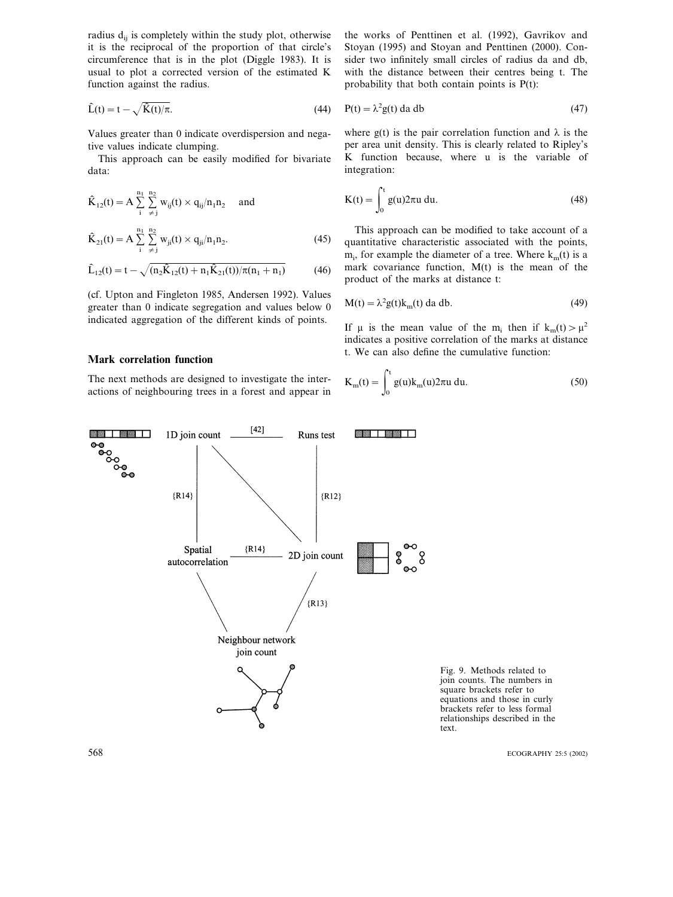radius $d_{ij}$ is completely within the study plot, otherwise it is the reciprocal of the proportion of that circle's circumference that is in the plot (Diggle 1983). It is usual to plot a corrected version of the estimated K function against the radius.

$$\hat{L}(t) = t - \sqrt{\hat{K}(t)/\pi}. \tag{44}$$

Values greater than 0 indicate overdispersion and negative values indicate clumping.

This approach can be easily modified for bivariate data:

$$\hat{K}_{12}(t) = A \sum_{i}^{n_1} \sum_{\neq j}^{n_2} w_{ij}(t) \times q_{ij}/n_1 n_2 \quad \text{and}$$

$$\hat{K}_{21}(t) = A \sum_{i}^{n_1} \sum_{\neq j}^{n_2} w_{ji}(t) \times q_{ji}/n_1 n_2. \tag{45}$$

$$\hat{L}_{12}(t) = t - \sqrt{(n_2\hat{K}_{12}(t) + n_1\hat{K}_{21}(t))/\pi(n_1 + n_1)} \tag{46}$$

(cf. Upton and Fingleton 1985, Andersen 1992). Values greater than 0 indicate segregation and values below 0 indicated aggregation of the different kinds of points.

## Mark correlation function

The next methods are designed to investigate the interactions of neighbouring trees in a forest and appear in the works of Penttinen et al. (1992), Gavrikov and Stoyan (1995) and Stoyan and Penttinen (2000). Consider two infinitely small circles of radius da and db, with the distance between their centres being t. The probability that both contain points is P(t):

$$P(t) = \lambda^2 g(t)\, da\, db \tag{47}$$

where g(t) is the pair correlation function and $\lambda$ is the per area unit density. This is clearly related to Ripley's K function because, where u is the variable of integration:

$$K(t) = \int_0^t g(u) 2\pi u\, du. \tag{48}$$

This approach can be modified to take account of a quantitative characteristic associated with the points, $m_i$, for example the diameter of a tree. Where $k_m(t)$ is a mark covariance function, M(t) is the mean of the product of the marks at distance t:

$$M(t) = \lambda^2 g(t) k_m(t)\, da\, db. \tag{49}$$

If $\mu$ is the mean value of the $m_i$ then if $k_m(t) > \mu^2$ indicates a positive correlation of the marks at distance t. We can also define the cumulative function:

$$K_m(t) = \int_0^t g(u) k_m(u) 2\pi u\, du. \tag{50}$$

Fig. 9. Methods related to join counts. The numbers in square brackets refer to equations and those in curly brackets refer to less formal relationships described in the text.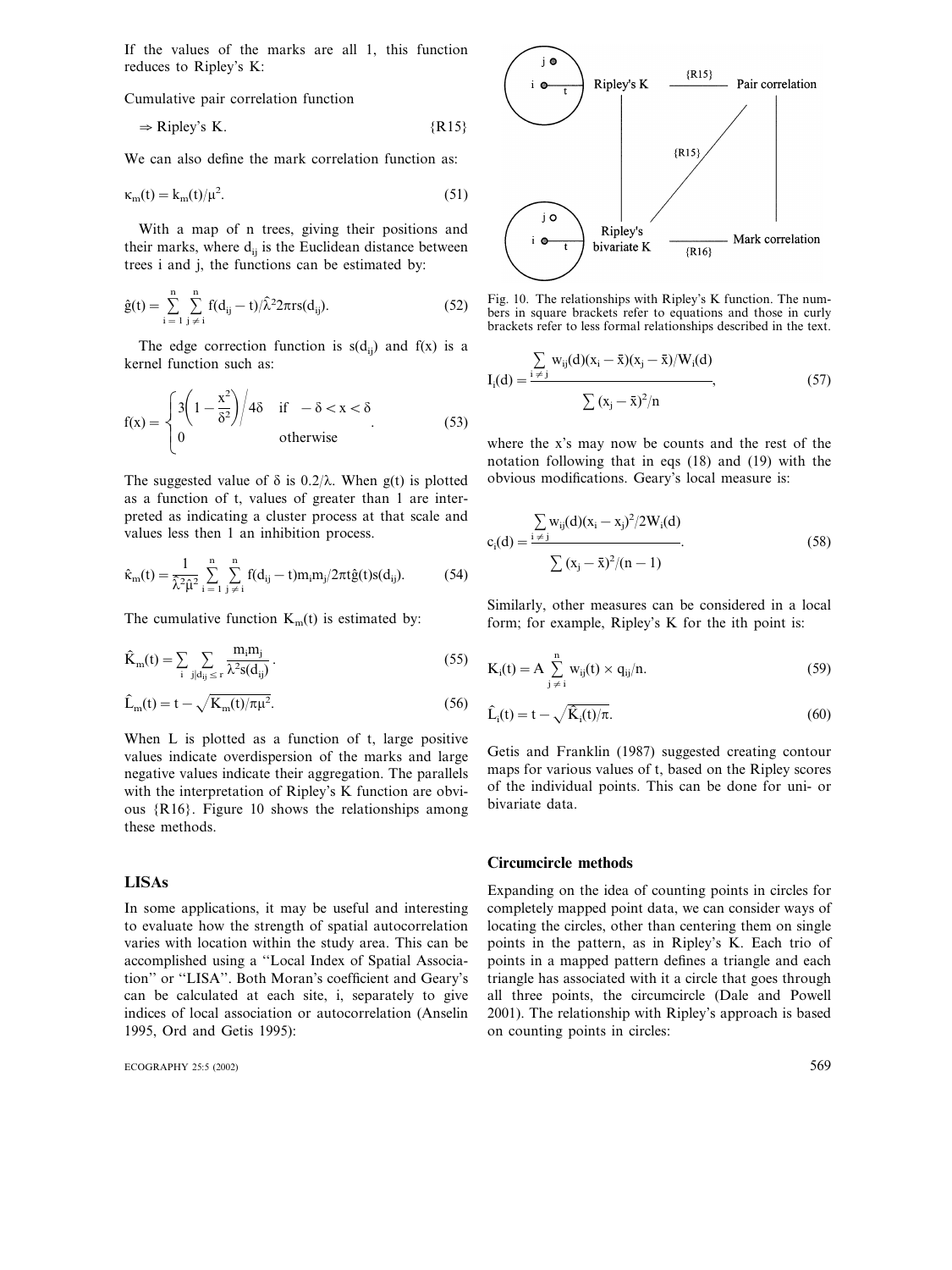If the values of the marks are all 1, this function reduces to Ripley's K:

Cumulative pair correlation function

$\Rightarrow$ Ripley's K. {R15}

We can also define the mark correlation function as:

$$\kappa_m(t) = k_m(t)/\mu^2. \quad (51)$$

With a map of n trees, giving their positions and their marks, where $d_{ij}$ is the Euclidean distance between trees i and j, the functions can be estimated by:

$$\hat{g}(t) = \sum_{i=1}^{n} \sum_{j \neq i}^{n} f(d_{ij} - t)/\hat{\lambda}^2 2\pi r s(d_{ij}). \quad (52)$$

The edge correction function is $s(d_{ij})$ and f(x) is a kernel function such as:

$$f(x) = \begin{cases} 3\left(1 - \dfrac{x^2}{\delta^2}\right) \Big/ 4\delta & \text{if } -\delta < x < \delta \\ 0 & \text{otherwise} \end{cases}. \quad (53)$$

The suggested value of $\delta$ is $0.2/\lambda$. When g(t) is plotted as a function of t, values of greater than 1 are interpreted as indicating a cluster process at that scale and values less then 1 an inhibition process.

$$\hat{\kappa}_m(t) = \frac{1}{\hat{\lambda}^2 \hat{\mu}^2} \sum_{i=1}^{n} \sum_{j \neq i}^{n} f(d_{ij} - t) m_i m_j / 2\pi t \hat{g}(t) s(d_{ij}). \quad (54)$$

The cumulative function $K_m(t)$ is estimated by:

$$\hat{K}_m(t) = \sum_i \sum_{j|d_{ij} \leq r} \frac{m_i m_j}{\lambda^2 s(d_{ij})}. \quad (55)$$

$$\hat{L}_m(t) = t - \sqrt{K_m(t)/\pi\mu^2}. \quad (56)$$

When L is plotted as a function of t, large positive values indicate overdispersion of the marks and large negative values indicate their aggregation. The parallels with the interpretation of Ripley's K function are obvious {R16}. Figure 10 shows the relationships among these methods.

## LISAs

In some applications, it may be useful and interesting to evaluate how the strength of spatial autocorrelation varies with location within the study area. This can be accomplished using a "Local Index of Spatial Association" or "LISA". Both Moran's coefficient and Geary's can be calculated at each site, i, separately to give indices of local association or autocorrelation (Anselin 1995, Ord and Getis 1995):

Fig. 10. The relationships with Ripley's K function. The numbers in square brackets refer to equations and those in curly brackets refer to less formal relationships described in the text.

$$I_i(d) = \frac{\sum_{i \neq j} w_{ij}(d)(x_i - \bar{x})(x_j - \bar{x})/W_i(d)}{\sum (x_j - \bar{x})^2/n}, \quad (57)$$

where the x's may now be counts and the rest of the notation following that in eqs (18) and (19) with the obvious modifications. Geary's local measure is:

$$c_i(d) = \frac{\sum_{i \neq j} w_{ij}(d)(x_i - x_j)^2/2W_i(d)}{\sum (x_j - \bar{x})^2/(n-1)}. \quad (58)$$

Similarly, other measures can be considered in a local form; for example, Ripley's K for the ith point is:

$$K_i(t) = A \sum_{j \neq i}^{n} w_{ij}(t) \times q_{ij}/n. \quad (59)$$

$$\hat{L}_i(t) = t - \sqrt{\hat{K}_i(t)/\pi}. \quad (60)$$

Getis and Franklin (1987) suggested creating contour maps for various values of t, based on the Ripley scores of the individual points. This can be done for uni- or bivariate data.

## Circumcircle methods

Expanding on the idea of counting points in circles for completely mapped point data, we can consider ways of locating the circles, other than centering them on single points in the pattern, as in Ripley's K. Each trio of points in a mapped pattern defines a triangle and each triangle has associated with it a circle that goes through all three points, the circumcircle (Dale and Powell 2001). The relationship with Ripley's approach is based on counting points in circles: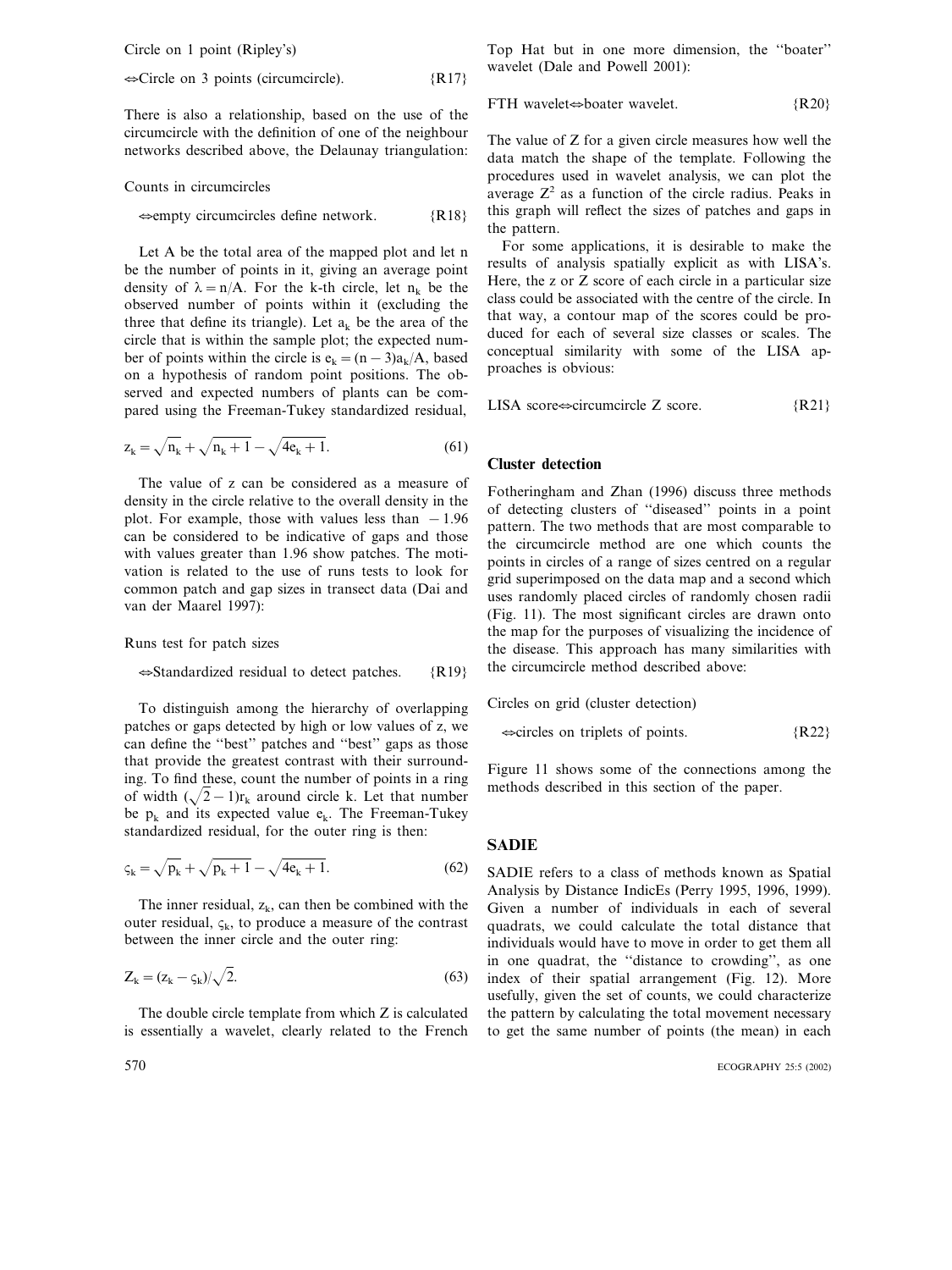Circle on 1 point (Ripley's)

⇔Circle on 3 points (circumcircle). {R17}

There is also a relationship, based on the use of the circumcircle with the definition of one of the neighbour networks described above, the Delaunay triangulation:

Counts in circumcircles

⇔empty circumcircles define network. {R18}

Let A be the total area of the mapped plot and let n be the number of points in it, giving an average point density of $\lambda = n/A$. For the k-th circle, let $n_k$ be the observed number of points within it (excluding the three that define its triangle). Let $a_k$ be the area of the circle that is within the sample plot; the expected number of points within the circle is $e_k = (n - 3)a_k/A$, based on a hypothesis of random point positions. The observed and expected numbers of plants can be compared using the Freeman-Tukey standardized residual,

$$z_k = \sqrt{n_k} + \sqrt{n_k + 1} - \sqrt{4e_k + 1}. \tag{61}$$

The value of z can be considered as a measure of density in the circle relative to the overall density in the plot. For example, those with values less than $-1.96$ can be considered to be indicative of gaps and those with values greater than 1.96 show patches. The motivation is related to the use of runs tests to look for common patch and gap sizes in transect data (Dai and van der Maarel 1997):

Runs test for patch sizes

⇔Standardized residual to detect patches. {R19}

To distinguish among the hierarchy of overlapping patches or gaps detected by high or low values of z, we can define the "best" patches and "best" gaps as those that provide the greatest contrast with their surrounding. To find these, count the number of points in a ring of width $(\sqrt{2} - 1)r_k$ around circle k. Let that number be $p_k$ and its expected value $e_k$. The Freeman-Tukey standardized residual, for the outer ring is then:

$$\varsigma_k = \sqrt{p_k} + \sqrt{p_k + 1} - \sqrt{4e_k + 1}. \tag{62}$$

The inner residual, $z_k$, can then be combined with the outer residual, $\varsigma_k$, to produce a measure of the contrast between the inner circle and the outer ring:

$$Z_k = (z_k - \varsigma_k)/\sqrt{2}. \tag{63}$$

The double circle template from which Z is calculated is essentially a wavelet, clearly related to the French Top Hat but in one more dimension, the "boater" wavelet (Dale and Powell 2001):

FTH wavelet⇔boater wavelet. {R20}

The value of Z for a given circle measures how well the data match the shape of the template. Following the procedures used in wavelet analysis, we can plot the average $Z^2$ as a function of the circle radius. Peaks in this graph will reflect the sizes of patches and gaps in the pattern.

For some applications, it is desirable to make the results of analysis spatially explicit as with LISA's. Here, the z or Z score of each circle in a particular size class could be associated with the centre of the circle. In that way, a contour map of the scores could be produced for each of several size classes or scales. The conceptual similarity with some of the LISA approaches is obvious:

LISA score⇔circumcircle Z score. {R21}

## Cluster detection

Fotheringham and Zhan (1996) discuss three methods of detecting clusters of "diseased" points in a point pattern. The two methods that are most comparable to the circumcircle method are one which counts the points in circles of a range of sizes centred on a regular grid superimposed on the data map and a second which uses randomly placed circles of randomly chosen radii (Fig. 11). The most significant circles are drawn onto the map for the purposes of visualizing the incidence of the disease. This approach has many similarities with the circumcircle method described above:

Circles on grid (cluster detection)

⇔circles on triplets of points. {R22}

Figure 11 shows some of the connections among the methods described in this section of the paper.

## SADIE

SADIE refers to a class of methods known as Spatial Analysis by Distance IndicEs (Perry 1995, 1996, 1999). Given a number of individuals in each of several quadrats, we could calculate the total distance that individuals would have to move in order to get them all in one quadrat, the "distance to crowding", as one index of their spatial arrangement (Fig. 12). More usefully, given the set of counts, we could characterize the pattern by calculating the total movement necessary to get the same number of points (the mean) in each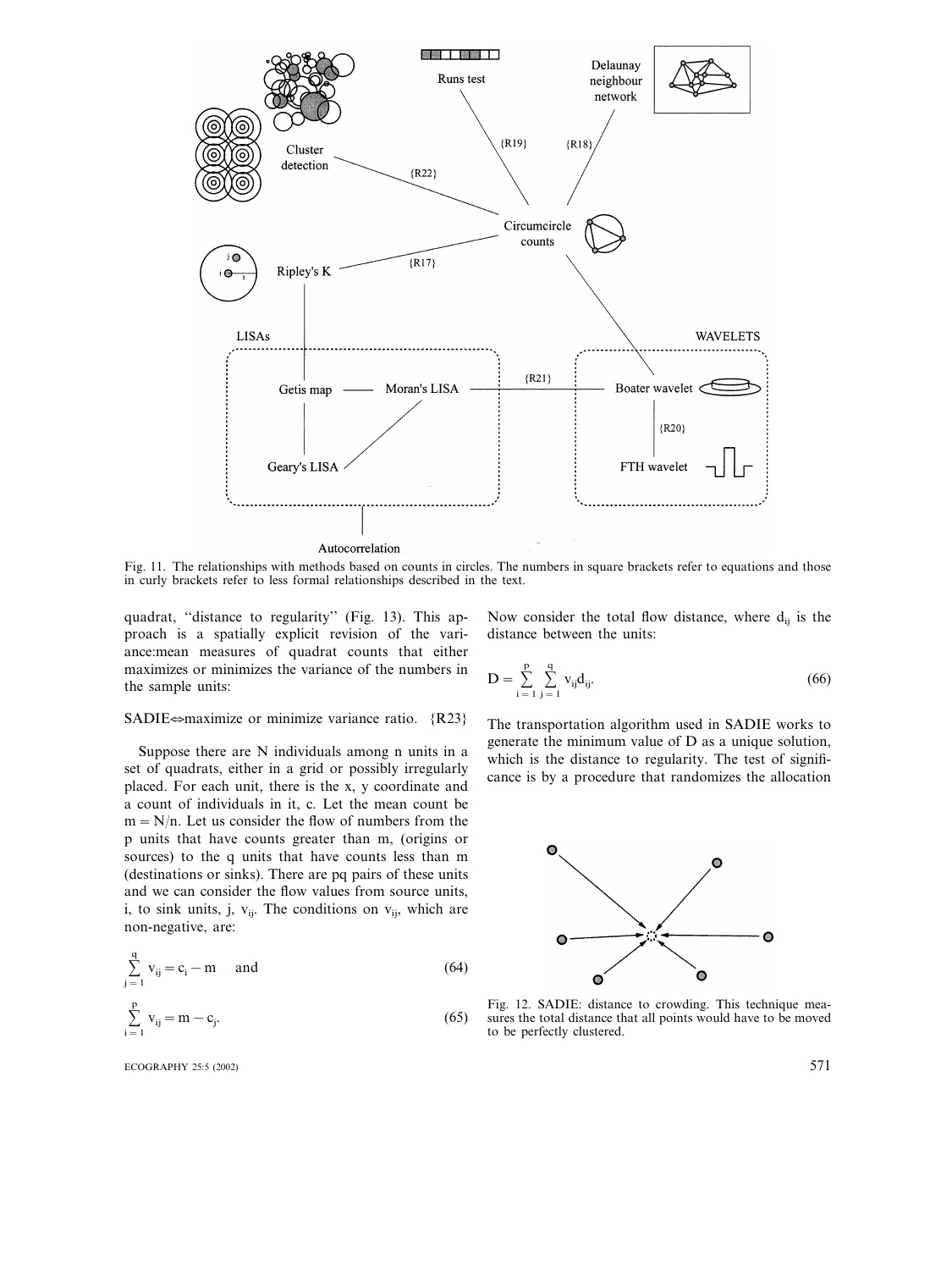Fig. 11. The relationships with methods based on counts in circles. The numbers in square brackets refer to equations and those in curly brackets refer to less formal relationships described in the text.

quadrat, "distance to regularity" (Fig. 13). This approach is a spatially explicit revision of the variance:mean measures of quadrat counts that either maximizes or minimizes the variance of the numbers in the sample units:

SADIE⇔maximize or minimize variance ratio. {R23}

Suppose there are N individuals among n units in a set of quadrats, either in a grid or possibly irregularly placed. For each unit, there is the x, y coordinate and a count of individuals in it, c. Let the mean count be $m = N/n$. Let us consider the flow of numbers from the p units that have counts greater than m, (origins or sources) to the q units that have counts less than m (destinations or sinks). There are pq pairs of these units and we can consider the flow values from source units, i, to sink units, j, $v_{ij}$. The conditions on $v_{ij}$, which are non-negative, are:

$$\sum_{j=1}^{q} v_{ij} = c_i - m \quad \text{and} \tag{64}$$

$$\sum_{i=1}^{p} v_{ij} = m - c_j. \tag{65}$$

Now consider the total flow distance, where $d_{ij}$ is the distance between the units:

$$D = \sum_{i=1}^{p} \sum_{j=1}^{q} v_{ij} d_{ij}. \tag{66}$$

The transportation algorithm used in SADIE works to generate the minimum value of D as a unique solution, which is the distance to regularity. The test of significance is by a procedure that randomizes the allocation

Fig. 12. SADIE: distance to crowding. This technique measures the total distance that all points would have to be moved to be perfectly clustered.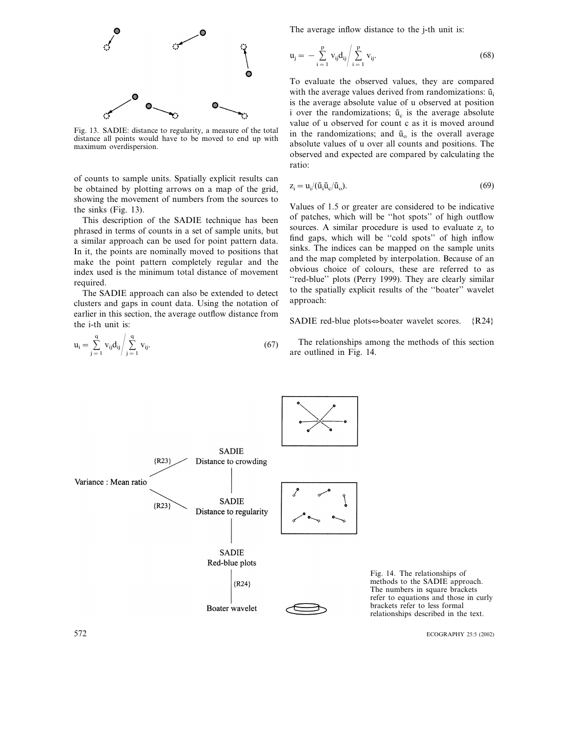Fig. 13. SADIE: distance to regularity, a measure of the total distance all points would have to be moved to end up with maximum overdispersion.

of counts to sample units. Spatially explicit results can be obtained by plotting arrows on a map of the grid, showing the movement of numbers from the sources to the sinks (Fig. 13).

This description of the SADIE technique has been phrased in terms of counts in a set of sample units, but a similar approach can be used for point pattern data. In it, the points are nominally moved to positions that make the point pattern completely regular and the index used is the minimum total distance of movement required.

The SADIE approach can also be extended to detect clusters and gaps in count data. Using the notation of earlier in this section, the average outflow distance from the i-th unit is:

$$u_i = \sum_{j=1}^{q} v_{ij}d_{ij} \Big/ \sum_{j=1}^{q} v_{ij}. \tag{67}$$

The average inflow distance to the j-th unit is:

$$u_j = -\sum_{i=1}^{p} v_{ij}d_{ij} \Big/ \sum_{i=1}^{p} v_{ij}. \tag{68}$$

To evaluate the observed values, they are compared with the average values derived from randomizations: $\bar{u}_i$ is the average absolute value of u observed at position i over the randomizations; $\bar{u}_c$ is the average absolute value of u observed for count c as it is moved around in the randomizations; and $\bar{u}_o$ is the overall average absolute values of u over all counts and positions. The observed and expected are compared by calculating the ratio:

$$z_i = u_i/(\bar{u}_i\bar{u}_c/\bar{u}_o). \tag{69}$$

Values of 1.5 or greater are considered to be indicative of patches, which will be "hot spots" of high outflow sources. A similar procedure is used to evaluate $z_j$ to find gaps, which will be "cold spots" of high inflow sinks. The indices can be mapped on the sample units and the map completed by interpolation. Because of an obvious choice of colours, these are referred to as "red-blue" plots (Perry 1999). They are clearly similar to the spatially explicit results of the "boater" wavelet approach:

SADIE red-blue plots⇔boater wavelet scores. {R24}

The relationships among the methods of this section are outlined in Fig. 14.

Fig. 14. The relationships of methods to the SADIE approach. The numbers in square brackets refer to equations and those in curly brackets refer to less formal relationships described in the text.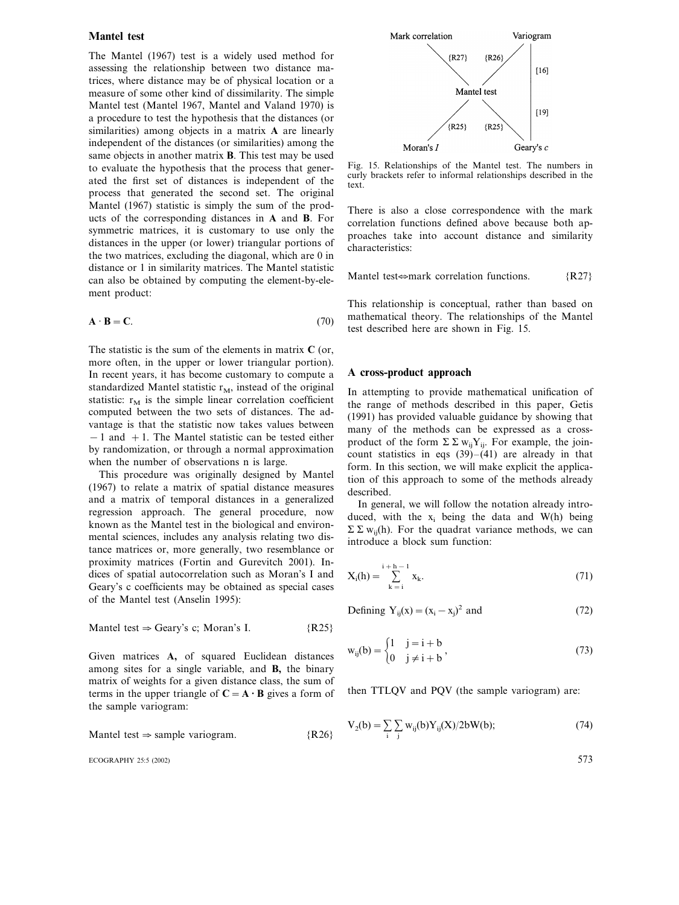## Mantel test

The Mantel (1967) test is a widely used method for assessing the relationship between two distance matrices, where distance may be of physical location or a measure of some other kind of dissimilarity. The simple Mantel test (Mantel 1967, Mantel and Valand 1970) is a procedure to test the hypothesis that the distances (or similarities) among objects in a matrix **A** are linearly independent of the distances (or similarities) among the same objects in another matrix **B**. This test may be used to evaluate the hypothesis that the process that generated the first set of distances is independent of the process that generated the second set. The original Mantel (1967) statistic is simply the sum of the products of the corresponding distances in **A** and **B**. For symmetric matrices, it is customary to use only the distances in the upper (or lower) triangular portions of the two matrices, excluding the diagonal, which are 0 in distance or 1 in similarity matrices. The Mantel statistic can also be obtained by computing the element-by-element product:

$$\mathbf{A} \cdot \mathbf{B} = \mathbf{C}. \tag{70}$$

The statistic is the sum of the elements in matrix **C** (or, more often, in the upper or lower triangular portion). In recent years, it has become customary to compute a standardized Mantel statistic $r_M$, instead of the original statistic: $r_M$ is the simple linear correlation coefficient computed between the two sets of distances. The advantage is that the statistic now takes values between $-1$ and $+1$. The Mantel statistic can be tested either by randomization, or through a normal approximation when the number of observations n is large.

This procedure was originally designed by Mantel (1967) to relate a matrix of spatial distance measures and a matrix of temporal distances in a generalized regression approach. The general procedure, now known as the Mantel test in the biological and environmental sciences, includes any analysis relating two distance matrices or, more generally, two resemblance or proximity matrices (Fortin and Gurevitch 2001). Indices of spatial autocorrelation such as Moran's I and Geary's c coefficients may be obtained as special cases of the Mantel test (Anselin 1995):

Mantel test ⇒ Geary's c; Moran's I. {R25}

Given matrices **A,** of squared Euclidean distances among sites for a single variable, and **B,** the binary matrix of weights for a given distance class, the sum of terms in the upper triangle of $\mathbf{C} = \mathbf{A} \cdot \mathbf{B}$ gives a form of the sample variogram:

Mantel test ⇒ sample variogram. {R26}

Fig. 15. Relationships of the Mantel test. The numbers in curly brackets refer to informal relationships described in the text.

There is also a close correspondence with the mark correlation functions defined above because both approaches take into account distance and similarity characteristics:

Mantel test⇔mark correlation functions. {R27}

This relationship is conceptual, rather than based on mathematical theory. The relationships of the Mantel test described here are shown in Fig. 15.

## A cross-product approach

In attempting to provide mathematical unification of the range of methods described in this paper, Getis (1991) has provided valuable guidance by showing that many of the methods can be expressed as a cross-product of the form $\Sigma\,\Sigma\, w_{ij} Y_{ij}$. For example, the join-count statistics in eqs (39)–(41) are already in that form. In this section, we will make explicit the application of this approach to some of the methods already described.

In general, we will follow the notation already introduced, with the $x_i$ being the data and W(h) being $\Sigma\,\Sigma\, w_{ij}(h)$. For the quadrat variance methods, we can introduce a block sum function:

$$X_i(h) = \sum_{k=i}^{i+h-1} x_k. \tag{71}$$

$$\text{Defining } Y_{ij}(x) = (x_i - x_j)^2 \text{ and} \tag{72}$$

$$w_{ij}(b) = \begin{cases} 1 & j = i + b \\ 0 & j \neq i + b \end{cases}, \tag{73}$$

then TTLQV and PQV (the sample variogram) are:

$$V_2(b) = \sum_i \sum_j w_{ij}(b) Y_{ij}(X)/2bW(b); \tag{74}$$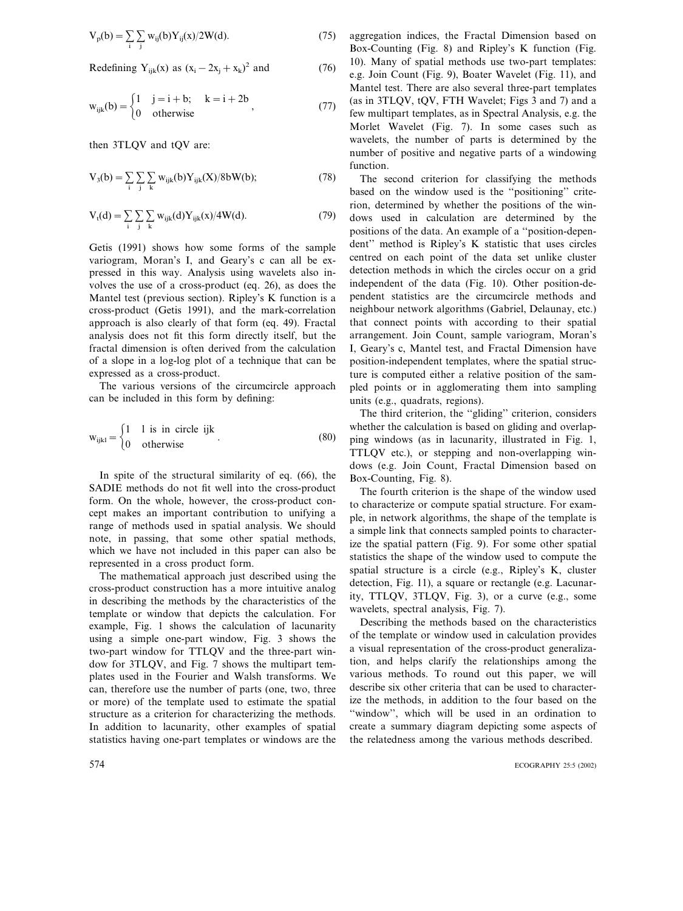$$V_p(b) = \sum_i \sum_j w_{ij}(b) Y_{ij}(x)/2W(d). \tag{75}$$

Redefining $Y_{ijk}(x)$ as $(x_i - 2x_j + x_k)^2$ and (76)

$$w_{ijk}(b) = \begin{cases} 1 & j = i + b; \quad k = i + 2b \\ 0 & \text{otherwise} \end{cases}, \tag{77}$$

then 3TLQV and tQV are:

$$V_3(b) = \sum_i \sum_j \sum_k w_{ijk}(b) Y_{ijk}(X)/8bW(b); \tag{78}$$

$$V_t(d) = \sum_i \sum_j \sum_k w_{ijk}(d) Y_{ijk}(x)/4W(d). \tag{79}$$

Getis (1991) shows how some forms of the sample variogram, Moran's I, and Geary's c can all be expressed in this way. Analysis using wavelets also involves the use of a cross-product (eq. 26), as does the Mantel test (previous section). Ripley's K function is a cross-product (Getis 1991), and the mark-correlation approach is also clearly of that form (eq. 49). Fractal analysis does not fit this form directly itself, but the fractal dimension is often derived from the calculation of a slope in a log-log plot of a technique that can be expressed as a cross-product.

The various versions of the circumcircle approach can be included in this form by defining:

$$w_{ijkl} = \begin{cases} 1 & \text{l is in circle ijk} \\ 0 & \text{otherwise} \end{cases}. \tag{80}$$

In spite of the structural similarity of eq. (66), the SADIE methods do not fit well into the cross-product form. On the whole, however, the cross-product concept makes an important contribution to unifying a range of methods used in spatial analysis. We should note, in passing, that some other spatial methods, which we have not included in this paper can also be represented in a cross product form.

The mathematical approach just described using the cross-product construction has a more intuitive analog in describing the methods by the characteristics of the template or window that depicts the calculation. For example, Fig. 1 shows the calculation of lacunarity using a simple one-part window, Fig. 3 shows the two-part window for TTLQV and the three-part window for 3TLQV, and Fig. 7 shows the multipart templates used in the Fourier and Walsh transforms. We can, therefore use the number of parts (one, two, three or more) of the template used to estimate the spatial structure as a criterion for characterizing the methods. In addition to lacunarity, other examples of spatial statistics having one-part templates or windows are the aggregation indices, the Fractal Dimension based on Box-Counting (Fig. 8) and Ripley's K function (Fig. 10). Many of spatial methods use two-part templates: e.g. Join Count (Fig. 9), Boater Wavelet (Fig. 11), and Mantel test. There are also several three-part templates (as in 3TLQV, tQV, FTH Wavelet; Figs 3 and 7) and a few multipart templates, as in Spectral Analysis, e.g. the Morlet Wavelet (Fig. 7). In some cases such as wavelets, the number of parts is determined by the number of positive and negative parts of a windowing function.

The second criterion for classifying the methods based on the window used is the "positioning" criterion, determined by whether the positions of the windows used in calculation are determined by the positions of the data. An example of a "position-dependent" method is Ripley's K statistic that uses circles centred on each point of the data set unlike cluster detection methods in which the circles occur on a grid independent of the data (Fig. 10). Other position-dependent statistics are the circumcircle methods and neighbour network algorithms (Gabriel, Delaunay, etc.) that connect points with according to their spatial arrangement. Join Count, sample variogram, Moran's I, Geary's c, Mantel test, and Fractal Dimension have position-independent templates, where the spatial structure is computed either a relative position of the sampled points or in agglomerating them into sampling units (e.g., quadrats, regions).

The third criterion, the "gliding" criterion, considers whether the calculation is based on gliding and overlapping windows (as in lacunarity, illustrated in Fig. 1, TTLQV etc.), or stepping and non-overlapping windows (e.g. Join Count, Fractal Dimension based on Box-Counting, Fig. 8).

The fourth criterion is the shape of the window used to characterize or compute spatial structure. For example, in network algorithms, the shape of the template is a simple link that connects sampled points to characterize the spatial pattern (Fig. 9). For some other spatial statistics the shape of the window used to compute the spatial structure is a circle (e.g., Ripley's K, cluster detection, Fig. 11), a square or rectangle (e.g. Lacunarity, TTLQV, 3TLQV, Fig. 3), or a curve (e.g., some wavelets, spectral analysis, Fig. 7).

Describing the methods based on the characteristics of the template or window used in calculation provides a visual representation of the cross-product generalization, and helps clarify the relationships among the various methods. To round out this paper, we will describe six other criteria that can be used to characterize the methods, in addition to the four based on the "window", which will be used in an ordination to create a summary diagram depicting some aspects of the relatedness among the various methods described.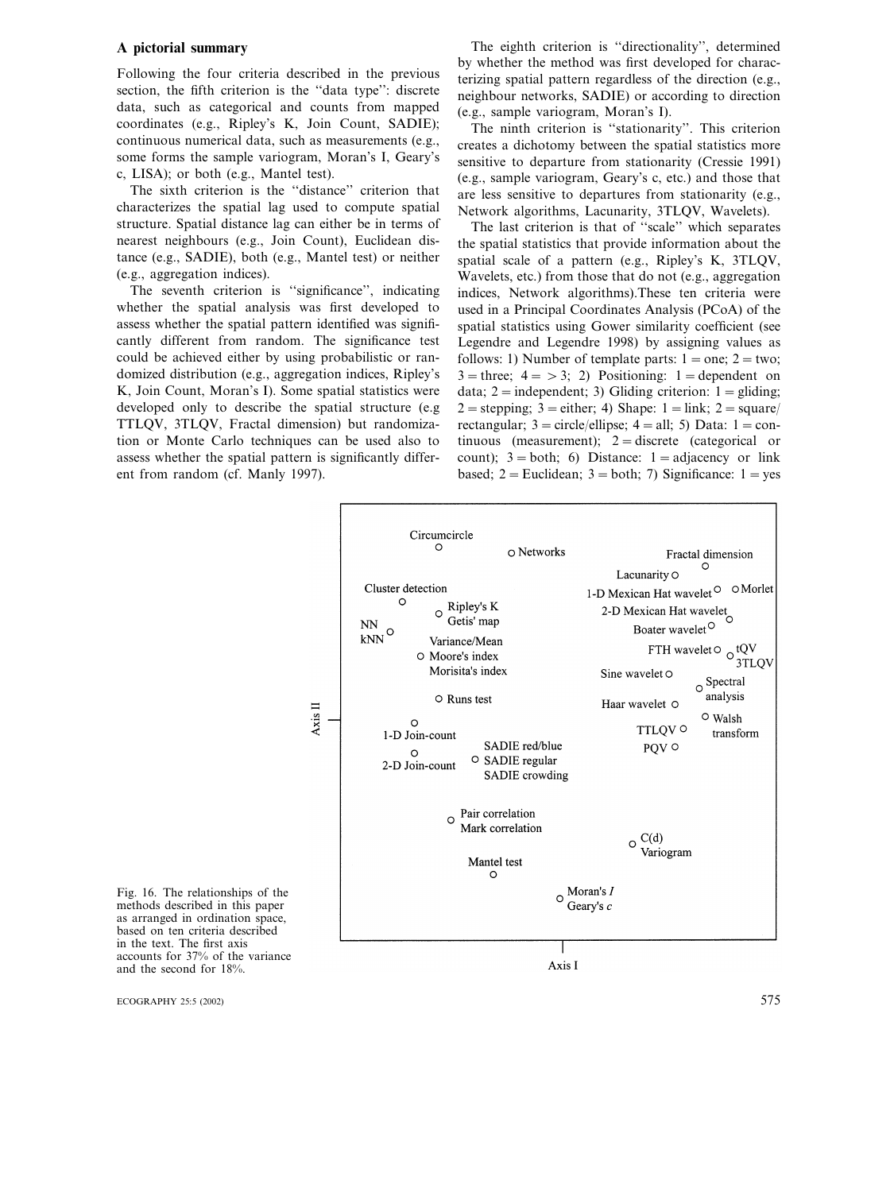## A pictorial summary

Following the four criteria described in the previous section, the fifth criterion is the "data type": discrete data, such as categorical and counts from mapped coordinates (e.g., Ripley's K, Join Count, SADIE); continuous numerical data, such as measurements (e.g., some forms the sample variogram, Moran's I, Geary's c, LISA); or both (e.g., Mantel test).

The sixth criterion is the "distance" criterion that characterizes the spatial lag used to compute spatial structure. Spatial distance lag can either be in terms of nearest neighbours (e.g., Join Count), Euclidean distance (e.g., SADIE), both (e.g., Mantel test) or neither (e.g., aggregation indices).

The seventh criterion is "significance", indicating whether the spatial analysis was first developed to assess whether the spatial pattern identified was significantly different from random. The significance test could be achieved either by using probabilistic or randomized distribution (e.g., aggregation indices, Ripley's K, Join Count, Moran's I). Some spatial statistics were developed only to describe the spatial structure (e.g TTLQV, 3TLQV, Fractal dimension) but randomization or Monte Carlo techniques can be used also to assess whether the spatial pattern is significantly different from random (cf. Manly 1997).

The eighth criterion is "directionality", determined by whether the method was first developed for characterizing spatial pattern regardless of the direction (e.g., neighbour networks, SADIE) or according to direction (e.g., sample variogram, Moran's I).

The ninth criterion is "stationarity". This criterion creates a dichotomy between the spatial statistics more sensitive to departure from stationarity (Cressie 1991) (e.g., sample variogram, Geary's c, etc.) and those that are less sensitive to departures from stationarity (e.g., Network algorithms, Lacunarity, 3TLQV, Wavelets).

The last criterion is that of "scale" which separates the spatial statistics that provide information about the spatial scale of a pattern (e.g., Ripley's K, 3TLQV, Wavelets, etc.) from those that do not (e.g., aggregation indices, Network algorithms).These ten criteria were used in a Principal Coordinates Analysis (PCoA) of the spatial statistics using Gower similarity coefficient (see Legendre and Legendre 1998) by assigning values as follows: 1) Number of template parts: 1 = one; 2 = two; 3 = three; 4 = > 3; 2) Positioning: 1 = dependent on data; 2 = independent; 3) Gliding criterion: 1 = gliding; 2 = stepping; 3 = either; 4) Shape: 1 = link; 2 = square/rectangular; 3 = circle/ellipse; 4 = all; 5) Data: 1 = continuous (measurement); 2 = discrete (categorical or count); 3 = both; 6) Distance: 1 = adjacency or link based; 2 = Euclidean; 3 = both; 7) Significance: 1 = yes

Fig. 16. The relationships of the methods described in this paper as arranged in ordination space, based on ten criteria described in the text. The first axis accounts for 37% of the variance and the second for 18%.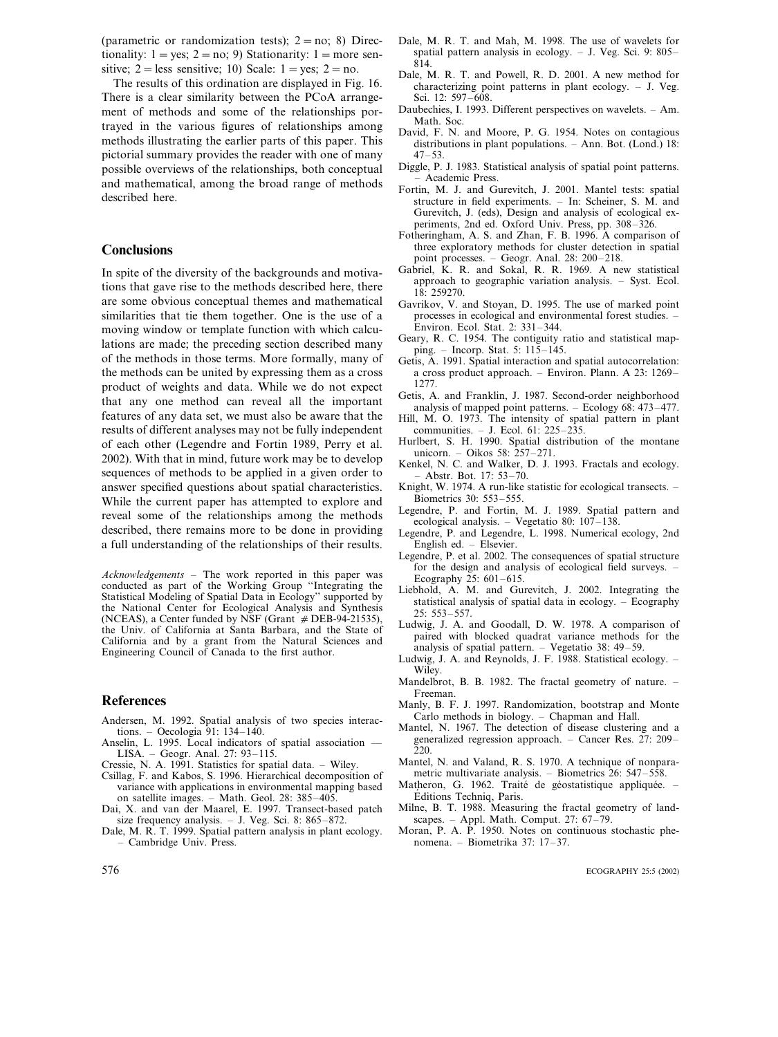(parametric or randomization tests); 2 = no; 8) Directionality: 1 = yes; 2 = no; 9) Stationarity: 1 = more sensitive; 2 = less sensitive; 10) Scale: 1 = yes; 2 = no.

The results of this ordination are displayed in Fig. 16. There is a clear similarity between the PCoA arrangement of methods and some of the relationships portrayed in the various figures of relationships among methods illustrating the earlier parts of this paper. This pictorial summary provides the reader with one of many possible overviews of the relationships, both conceptual and mathematical, among the broad range of methods described here.

## Conclusions

In spite of the diversity of the backgrounds and motivations that gave rise to the methods described here, there are some obvious conceptual themes and mathematical similarities that tie them together. One is the use of a moving window or template function with which calculations are made; the preceding section described many of the methods in those terms. More formally, many of the methods can be united by expressing them as a cross product of weights and data. While we do not expect that any one method can reveal all the important features of any data set, we must also be aware that the results of different analyses may not be fully independent of each other (Legendre and Fortin 1989, Perry et al. 2002). With that in mind, future work may be to develop sequences of methods to be applied in a given order to answer specified questions about spatial characteristics. While the current paper has attempted to explore and reveal some of the relationships among the methods described, there remains more to be done in providing a full understanding of the relationships of their results.

*Acknowledgements* – The work reported in this paper was conducted as part of the Working Group "Integrating the Statistical Modeling of Spatial Data in Ecology" supported by the National Center for Ecological Analysis and Synthesis (NCEAS), a Center funded by NSF (Grant # DEB-94-21535), the Univ. of California at Santa Barbara, and the State of California and by a grant from the Natural Sciences and Engineering Council of Canada to the first author.

## References

Andersen, M. 1992. Spatial analysis of two species interactions. – Oecologia 91: 134–140.

Anselin, L. 1995. Local indicators of spatial association — LISA. – Geogr. Anal. 27: 93–115.

Cressie, N. A. 1991. Statistics for spatial data. – Wiley.

Csillag, F. and Kabos, S. 1996. Hierarchical decomposition of variance with applications in environmental mapping based on satellite images. – Math. Geol. 28: 385–405.

Dai, X. and van der Maarel, E. 1997. Transect-based patch size frequency analysis. – J. Veg. Sci. 8: 865–872.

Dale, M. R. T. 1999. Spatial pattern analysis in plant ecology. – Cambridge Univ. Press.

Dale, M. R. T. and Mah, M. 1998. The use of wavelets for spatial pattern analysis in ecology. – J. Veg. Sci. 9: 805–814.

Dale, M. R. T. and Powell, R. D. 2001. A new method for characterizing point patterns in plant ecology. – J. Veg. Sci. 12: 597–608.

Daubechies, I. 1993. Different perspectives on wavelets. – Am. Math. Soc.

David, F. N. and Moore, P. G. 1954. Notes on contagious distributions in plant populations. – Ann. Bot. (Lond.) 18: 47–53.

Diggle, P. J. 1983. Statistical analysis of spatial point patterns. – Academic Press.

Fortin, M. J. and Gurevitch, J. 2001. Mantel tests: spatial structure in field experiments. – In: Scheiner, S. M. and Gurevitch, J. (eds), Design and analysis of ecological experiments, 2nd ed. Oxford Univ. Press, pp. 308–326.

Fotheringham, A. S. and Zhan, F. B. 1996. A comparison of three exploratory methods for cluster detection in spatial point processes. – Geogr. Anal. 28: 200–218.

Gabriel, K. R. and Sokal, R. R. 1969. A new statistical approach to geographic variation analysis. – Syst. Ecol. 18: 259270.

Gavrikov, V. and Stoyan, D. 1995. The use of marked point processes in ecological and environmental forest studies. – Environ. Ecol. Stat. 2: 331–344.

Geary, R. C. 1954. The contiguity ratio and statistical mapping. – Incorp. Stat. 5: 115–145.

Getis, A. 1991. Spatial interaction and spatial autocorrelation: a cross product approach. – Environ. Plann. A 23: 1269–1277.

Getis, A. and Franklin, J. 1987. Second-order neighborhood analysis of mapped point patterns. – Ecology 68: 473–477.

Hill, M. O. 1973. The intensity of spatial pattern in plant communities. – J. Ecol. 61: 225–235.

Hurlbert, S. H. 1990. Spatial distribution of the montane unicorn. – Oikos 58: 257–271.

Kenkel, N. C. and Walker, D. J. 1993. Fractals and ecology. – Abstr. Bot. 17: 53–70.

Knight, W. 1974. A run-like statistic for ecological transects. – Biometrics 30: 553–555.

Legendre, P. and Fortin, M. J. 1989. Spatial pattern and ecological analysis. – Vegetatio 80: 107–138.

Legendre, P. and Legendre, L. 1998. Numerical ecology, 2nd English ed. – Elsevier.

Legendre, P. et al. 2002. The consequences of spatial structure for the design and analysis of ecological field surveys. – Ecography 25: 601–615.

Liebhold, A. M. and Gurevitch, J. 2002. Integrating the statistical analysis of spatial data in ecology. – Ecography 25: 553–557.

Ludwig, J. A. and Goodall, D. W. 1978. A comparison of paired with blocked quadrat variance methods for the analysis of spatial pattern. – Vegetatio 38: 49–59.

Ludwig, J. A. and Reynolds, J. F. 1988. Statistical ecology. – Wiley.

Mandelbrot, B. B. 1982. The fractal geometry of nature. – Freeman.

Manly, B. F. J. 1997. Randomization, bootstrap and Monte Carlo methods in biology. – Chapman and Hall.

Mantel, N. 1967. The detection of disease clustering and a generalized regression approach. – Cancer Res. 27: 209–220.

Mantel, N. and Valand, R. S. 1970. A technique of nonparametric multivariate analysis. – Biometrics 26: 547–558.

Matheron, G. 1962. Traité de géostatistique appliquée. – Editions Techniq, Paris.

Milne, B. T. 1988. Measuring the fractal geometry of landscapes. – Appl. Math. Comput. 27: 67–79.

Moran, P. A. P. 1950. Notes on continuous stochastic phenomena. – Biometrika 37: 17–37.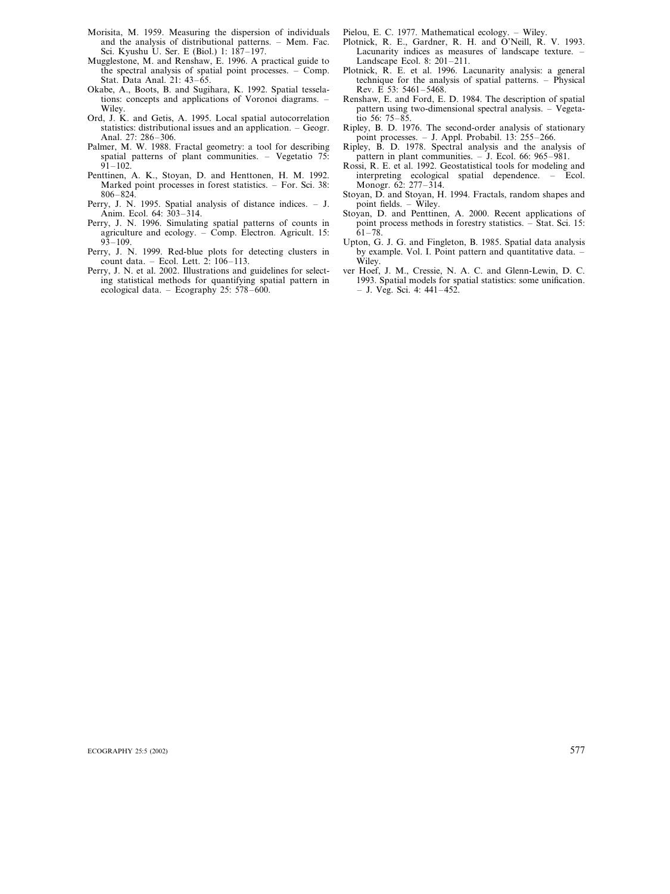Morisita, M. 1959. Measuring the dispersion of individuals and the analysis of distributional patterns. – Mem. Fac. Sci. Kyushu U. Ser. E (Biol.) 1: 187–197.

Mugglestone, M. and Renshaw, E. 1996. A practical guide to the spectral analysis of spatial point processes. – Comp. Stat. Data Anal. 21: 43–65.

Okabe, A., Boots, B. and Sugihara, K. 1992. Spatial tesselations: concepts and applications of Voronoi diagrams. – Wiley.

Ord, J. K. and Getis, A. 1995. Local spatial autocorrelation statistics: distributional issues and an application. – Geogr. Anal. 27: 286–306.

Palmer, M. W. 1988. Fractal geometry: a tool for describing spatial patterns of plant communities. – Vegetatio 75: 91–102.

Penttinen, A. K., Stoyan, D. and Henttonen, H. M. 1992. Marked point processes in forest statistics. – For. Sci. 38: 806–824.

Perry, J. N. 1995. Spatial analysis of distance indices. – J. Anim. Ecol. 64: 303–314.

Perry, J. N. 1996. Simulating spatial patterns of counts in agriculture and ecology. – Comp. Electron. Agricult. 15: 93–109.

Perry, J. N. 1999. Red-blue plots for detecting clusters in count data. – Ecol. Lett. 2: 106–113.

Perry, J. N. et al. 2002. Illustrations and guidelines for selecting statistical methods for quantifying spatial pattern in ecological data. – Ecography 25: 578–600.

Pielou, E. C. 1977. Mathematical ecology. – Wiley.

Plotnick, R. E., Gardner, R. H. and O'Neill, R. V. 1993. Lacunarity indices as measures of landscape texture. – Landscape Ecol. 8: 201–211.

Plotnick, R. E. et al. 1996. Lacunarity analysis: a general technique for the analysis of spatial patterns. – Physical Rev. E 53: 5461–5468.

Renshaw, E. and Ford, E. D. 1984. The description of spatial pattern using two-dimensional spectral analysis. – Vegetatio 56: 75–85.

Ripley, B. D. 1976. The second-order analysis of stationary point processes. – J. Appl. Probabil. 13: 255–266.

Ripley, B. D. 1978. Spectral analysis and the analysis of pattern in plant communities. – J. Ecol. 66: 965–981.

Rossi, R. E. et al. 1992. Geostatistical tools for modeling and interpreting ecological spatial dependence. – Ecol. Monogr. 62: 277–314.

Stoyan, D. and Stoyan, H. 1994. Fractals, random shapes and point fields. – Wiley.

Stoyan, D. and Penttinen, A. 2000. Recent applications of point process methods in forestry statistics. – Stat. Sci. 15: 61–78.

Upton, G. J. G. and Fingleton, B. 1985. Spatial data analysis by example. Vol. I. Point pattern and quantitative data. – Wiley.

ver Hoef, J. M., Cressie, N. A. C. and Glenn-Lewin, D. C. 1993. Spatial models for spatial statistics: some unification. – J. Veg. Sci. 4: 441–452.